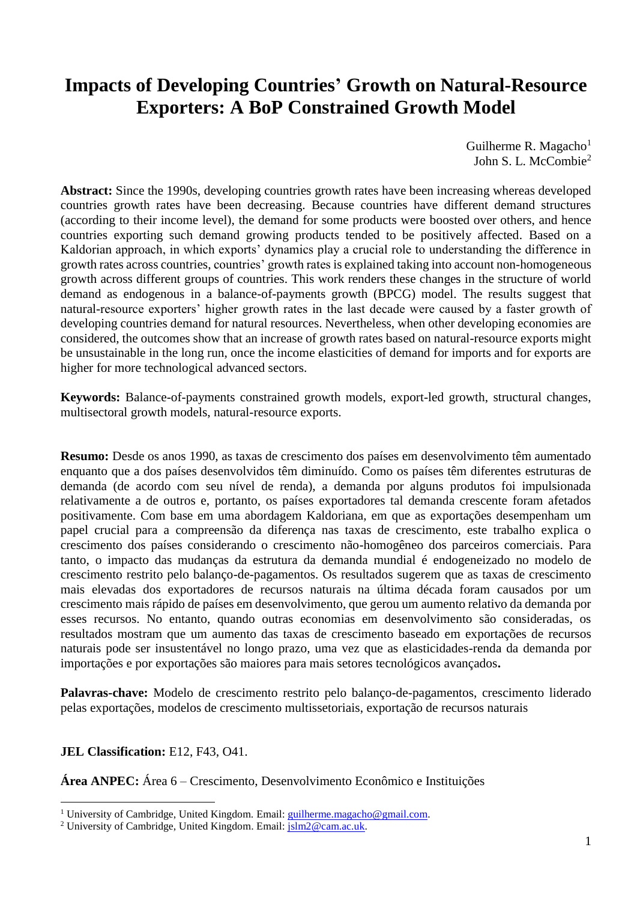// Page 1 transcription
# Impacts of Developing Countries' Growth on Natural-Resource Exporters: A BoP Constrained Growth Model

Guilherme R. Magacho[1]
John S. L. McCombie[2]

**Abstract:** Since the 1990s, developing countries growth rates have been increasing whereas developed countries growth rates have been decreasing. Because countries have different demand structures (according to their income level), the demand for some products were boosted over others, and hence countries exporting such demand growing products tended to be positively affected. Based on a Kaldorian approach, in which exports' dynamics play a crucial role to understanding the difference in growth rates across countries, countries' growth rates is explained taking into account non-homogeneous growth across different groups of countries. This work renders these changes in the structure of world demand as endogenous in a balance-of-payments growth (BPCG) model. The results suggest that natural-resource exporters' higher growth rates in the last decade were caused by a faster growth of developing countries demand for natural resources. Nevertheless, when other developing economies are considered, the outcomes show that an increase of growth rates based on natural-resource exports might be unsustainable in the long run, once the income elasticities of demand for imports and for exports are higher for more technological advanced sectors.

**Keywords:** Balance-of-payments constrained growth models, export-led growth, structural changes, multisectoral growth models, natural-resource exports.

**Resumo:** Desde os anos 1990, as taxas de crescimento dos países em desenvolvimento têm aumentado enquanto que a dos países desenvolvidos têm diminuído. Como os países têm diferentes estruturas de demanda (de acordo com seu nível de renda), a demanda por alguns produtos foi impulsionada relativamente a de outros e, portanto, os países exportadores tal demanda crescente foram afetados positivamente. Com base em uma abordagem Kaldoriana, em que as exportações desempenham um papel crucial para a compreensão da diferença nas taxas de crescimento, este trabalho explica o crescimento dos países considerando o crescimento não-homogêneo dos parceiros comerciais. Para tanto, o impacto das mudanças da estrutura da demanda mundial é endogeneizado no modelo de crescimento restrito pelo balanço-de-pagamentos. Os resultados sugerem que as taxas de crescimento mais elevadas dos exportadores de recursos naturais na última década foram causados por um crescimento mais rápido de países em desenvolvimento, que gerou um aumento relativo da demanda por esses recursos. No entanto, quando outras economias em desenvolvimento são consideradas, os resultados mostram que um aumento das taxas de crescimento baseado em exportações de recursos naturais pode ser insustentável no longo prazo, uma vez que as elasticidades-renda da demanda por importações e por exportações são maiores para mais setores tecnológicos avançados**.**

**Palavras-chave:** Modelo de crescimento restrito pelo balanço-de-pagamentos, crescimento liderado pelas exportações, modelos de crescimento multissetoriais, exportação de recursos naturais

**JEL Classification:** E12, F43, O41.

**Área ANPEC:** Área 6 – Crescimento, Desenvolvimento Econômico e Instituições

---

[1] University of Cambridge, United Kingdom. Email: guilherme.magacho@gmail.com.
[2] University of Cambridge, United Kingdom. Email: jslm2@cam.ac.uk.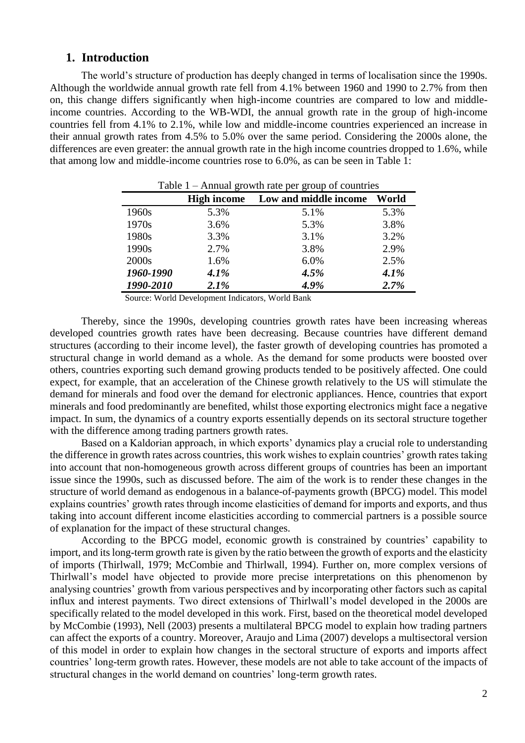## 1. Introduction

The world's structure of production has deeply changed in terms of localisation since the 1990s. Although the worldwide annual growth rate fell from 4.1% between 1960 and 1990 to 2.7% from then on, this change differs significantly when high-income countries are compared to low and middle-income countries. According to the WB-WDI, the annual growth rate in the group of high-income countries fell from 4.1% to 2.1%, while low and middle-income countries experienced an increase in their annual growth rates from 4.5% to 5.0% over the same period. Considering the 2000s alone, the differences are even greater: the annual growth rate in the high income countries dropped to 1.6%, while that among low and middle-income countries rose to 6.0%, as can be seen in Table 1:

Table 1 – Annual growth rate per group of countries

| | **High income** | **Low and middle income** | **World** |
|---|---|---|---|
| 1960s | 5.3% | 5.1% | 5.3% |
| 1970s | 3.6% | 5.3% | 3.8% |
| 1980s | 3.3% | 3.1% | 3.2% |
| 1990s | 2.7% | 3.8% | 2.9% |
| 2000s | 1.6% | 6.0% | 2.5% |
| ***1960-1990*** | ***4.1%*** | ***4.5%*** | ***4.1%*** |
| ***1990-2010*** | ***2.1%*** | ***4.9%*** | ***2.7%*** |

Source: World Development Indicators, World Bank

Thereby, since the 1990s, developing countries growth rates have been increasing whereas developed countries growth rates have been decreasing. Because countries have different demand structures (according to their income level), the faster growth of developing countries has promoted a structural change in world demand as a whole. As the demand for some products were boosted over others, countries exporting such demand growing products tended to be positively affected. One could expect, for example, that an acceleration of the Chinese growth relatively to the US will stimulate the demand for minerals and food over the demand for electronic appliances. Hence, countries that export minerals and food predominantly are benefited, whilst those exporting electronics might face a negative impact. In sum, the dynamics of a country exports essentially depends on its sectoral structure together with the difference among trading partners growth rates.

Based on a Kaldorian approach, in which exports' dynamics play a crucial role to understanding the difference in growth rates across countries, this work wishes to explain countries' growth rates taking into account that non-homogeneous growth across different groups of countries has been an important issue since the 1990s, such as discussed before. The aim of the work is to render these changes in the structure of world demand as endogenous in a balance-of-payments growth (BPCG) model. This model explains countries' growth rates through income elasticities of demand for imports and exports, and thus taking into account different income elasticities according to commercial partners is a possible source of explanation for the impact of these structural changes.

According to the BPCG model, economic growth is constrained by countries' capability to import, and its long-term growth rate is given by the ratio between the growth of exports and the elasticity of imports (Thirlwall, 1979; McCombie and Thirlwall, 1994). Further on, more complex versions of Thirlwall's model have objected to provide more precise interpretations on this phenomenon by analysing countries' growth from various perspectives and by incorporating other factors such as capital influx and interest payments. Two direct extensions of Thirlwall's model developed in the 2000s are specifically related to the model developed in this work. First, based on the theoretical model developed by McCombie (1993), Nell (2003) presents a multilateral BPCG model to explain how trading partners can affect the exports of a country. Moreover, Araujo and Lima (2007) develops a multisectoral version of this model in order to explain how changes in the sectoral structure of exports and imports affect countries' long-term growth rates. However, these models are not able to take account of the impacts of structural changes in the world demand on countries' long-term growth rates.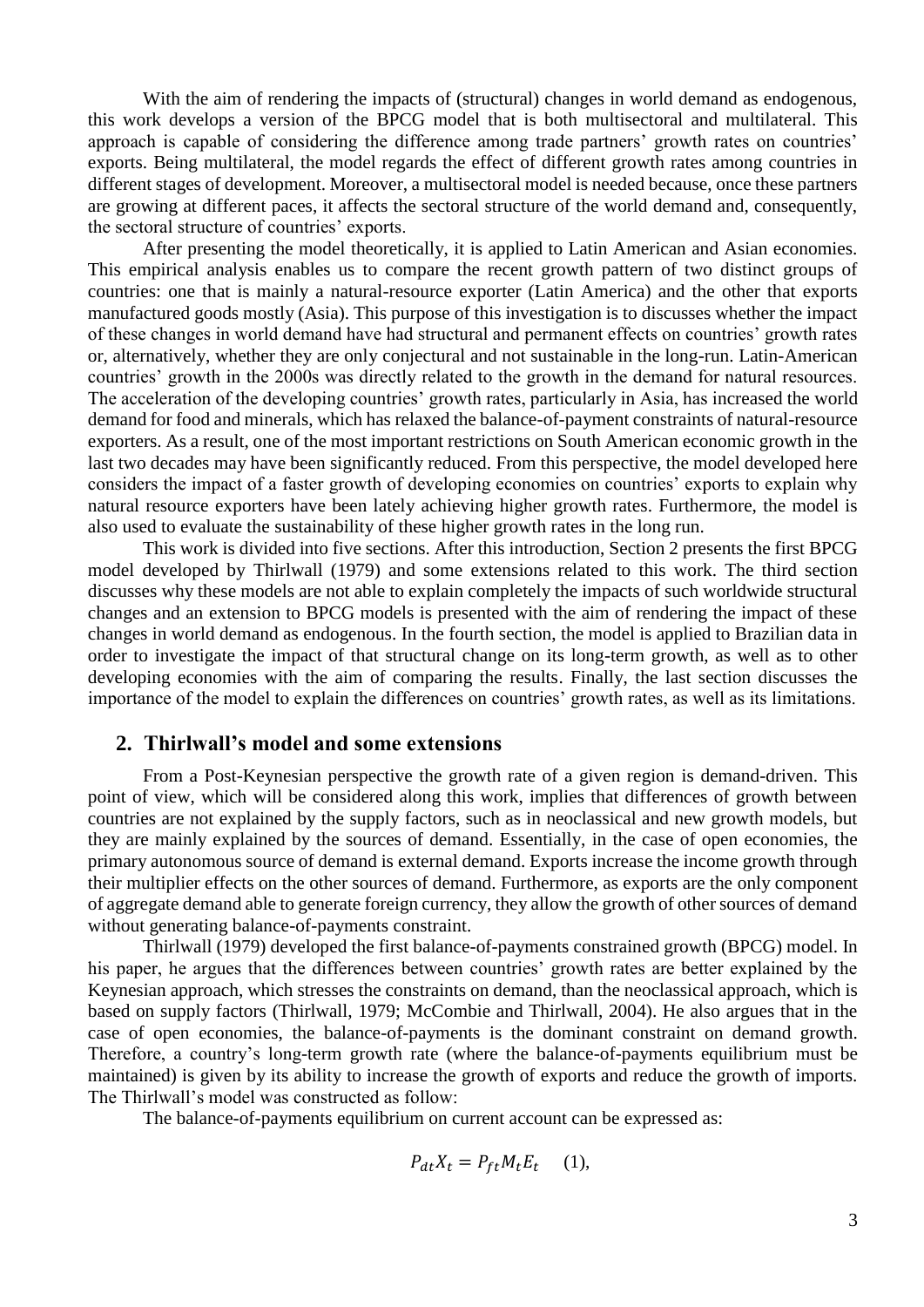With the aim of rendering the impacts of (structural) changes in world demand as endogenous, this work develops a version of the BPCG model that is both multisectoral and multilateral. This approach is capable of considering the difference among trade partners' growth rates on countries' exports. Being multilateral, the model regards the effect of different growth rates among countries in different stages of development. Moreover, a multisectoral model is needed because, once these partners are growing at different paces, it affects the sectoral structure of the world demand and, consequently, the sectoral structure of countries' exports.

After presenting the model theoretically, it is applied to Latin American and Asian economies. This empirical analysis enables us to compare the recent growth pattern of two distinct groups of countries: one that is mainly a natural-resource exporter (Latin America) and the other that exports manufactured goods mostly (Asia). This purpose of this investigation is to discusses whether the impact of these changes in world demand have had structural and permanent effects on countries' growth rates or, alternatively, whether they are only conjectural and not sustainable in the long-run. Latin-American countries' growth in the 2000s was directly related to the growth in the demand for natural resources. The acceleration of the developing countries' growth rates, particularly in Asia, has increased the world demand for food and minerals, which has relaxed the balance-of-payment constraints of natural-resource exporters. As a result, one of the most important restrictions on South American economic growth in the last two decades may have been significantly reduced. From this perspective, the model developed here considers the impact of a faster growth of developing economies on countries' exports to explain why natural resource exporters have been lately achieving higher growth rates. Furthermore, the model is also used to evaluate the sustainability of these higher growth rates in the long run.

This work is divided into five sections. After this introduction, Section 2 presents the first BPCG model developed by Thirlwall (1979) and some extensions related to this work. The third section discusses why these models are not able to explain completely the impacts of such worldwide structural changes and an extension to BPCG models is presented with the aim of rendering the impact of these changes in world demand as endogenous. In the fourth section, the model is applied to Brazilian data in order to investigate the impact of that structural change on its long-term growth, as well as to other developing economies with the aim of comparing the results. Finally, the last section discusses the importance of the model to explain the differences on countries' growth rates, as well as its limitations.

## 2. Thirlwall's model and some extensions

From a Post-Keynesian perspective the growth rate of a given region is demand-driven. This point of view, which will be considered along this work, implies that differences of growth between countries are not explained by the supply factors, such as in neoclassical and new growth models, but they are mainly explained by the sources of demand. Essentially, in the case of open economies, the primary autonomous source of demand is external demand. Exports increase the income growth through their multiplier effects on the other sources of demand. Furthermore, as exports are the only component of aggregate demand able to generate foreign currency, they allow the growth of other sources of demand without generating balance-of-payments constraint.

Thirlwall (1979) developed the first balance-of-payments constrained growth (BPCG) model. In his paper, he argues that the differences between countries' growth rates are better explained by the Keynesian approach, which stresses the constraints on demand, than the neoclassical approach, which is based on supply factors (Thirlwall, 1979; McCombie and Thirlwall, 2004). He also argues that in the case of open economies, the balance-of-payments is the dominant constraint on demand growth. Therefore, a country's long-term growth rate (where the balance-of-payments equilibrium must be maintained) is given by its ability to increase the growth of exports and reduce the growth of imports. The Thirlwall's model was constructed as follow:

The balance-of-payments equilibrium on current account can be expressed as:

$$P_{dt}X_t = P_{ft}M_tE_t \quad (1),$$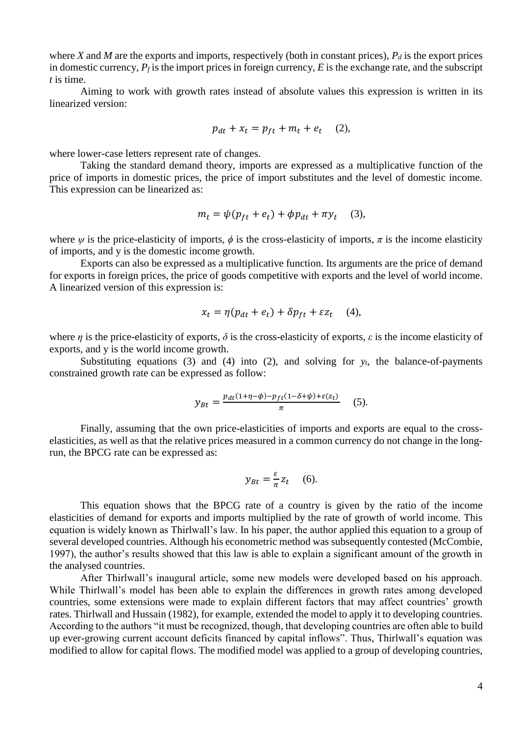where $X$ and $M$ are the exports and imports, respectively (both in constant prices), $P_d$ is the export prices in domestic currency, $P_f$ is the import prices in foreign currency, $E$ is the exchange rate, and the subscript $t$ is time.

Aiming to work with growth rates instead of absolute values this expression is written in its linearized version:

$$p_{dt} + x_t = p_{ft} + m_t + e_t \quad (2),$$

where lower-case letters represent rate of changes.

Taking the standard demand theory, imports are expressed as a multiplicative function of the price of imports in domestic prices, the price of import substitutes and the level of domestic income. This expression can be linearized as:

$$m_t = \psi(p_{ft} + e_t) + \phi p_{dt} + \pi y_t \quad (3),$$

where $\psi$ is the price-elasticity of imports, $\phi$ is the cross-elasticity of imports, $\pi$ is the income elasticity of imports, and y is the domestic income growth.

Exports can also be expressed as a multiplicative function. Its arguments are the price of demand for exports in foreign prices, the price of goods competitive with exports and the level of world income. A linearized version of this expression is:

$$x_t = \eta(p_{dt} + e_t) + \delta p_{ft} + \varepsilon z_t \quad (4),$$

where $\eta$ is the price-elasticity of exports, $\delta$ is the cross-elasticity of exports, $\varepsilon$ is the income elasticity of exports, and y is the world income growth.

Substituting equations (3) and (4) into (2), and solving for $y_t$, the balance-of-payments constrained growth rate can be expressed as follow:

$$y_{Bt} = \frac{p_{dt}(1+\eta-\phi) - p_{ft}(1-\delta+\psi) + \varepsilon(z_t)}{\pi} \quad (5).$$

Finally, assuming that the own price-elasticities of imports and exports are equal to the cross-elasticities, as well as that the relative prices measured in a common currency do not change in the long-run, the BPCG rate can be expressed as:

$$y_{Bt} = \frac{\varepsilon}{\pi} z_t \quad (6).$$

This equation shows that the BPCG rate of a country is given by the ratio of the income elasticities of demand for exports and imports multiplied by the rate of growth of world income. This equation is widely known as Thirlwall's law. In his paper, the author applied this equation to a group of several developed countries. Although his econometric method was subsequently contested (McCombie, 1997), the author's results showed that this law is able to explain a significant amount of the growth in the analysed countries.

After Thirlwall's inaugural article, some new models were developed based on his approach. While Thirlwall's model has been able to explain the differences in growth rates among developed countries, some extensions were made to explain different factors that may affect countries' growth rates. Thirlwall and Hussain (1982), for example, extended the model to apply it to developing countries. According to the authors "it must be recognized, though, that developing countries are often able to build up ever-growing current account deficits financed by capital inflows". Thus, Thirlwall's equation was modified to allow for capital flows. The modified model was applied to a group of developing countries,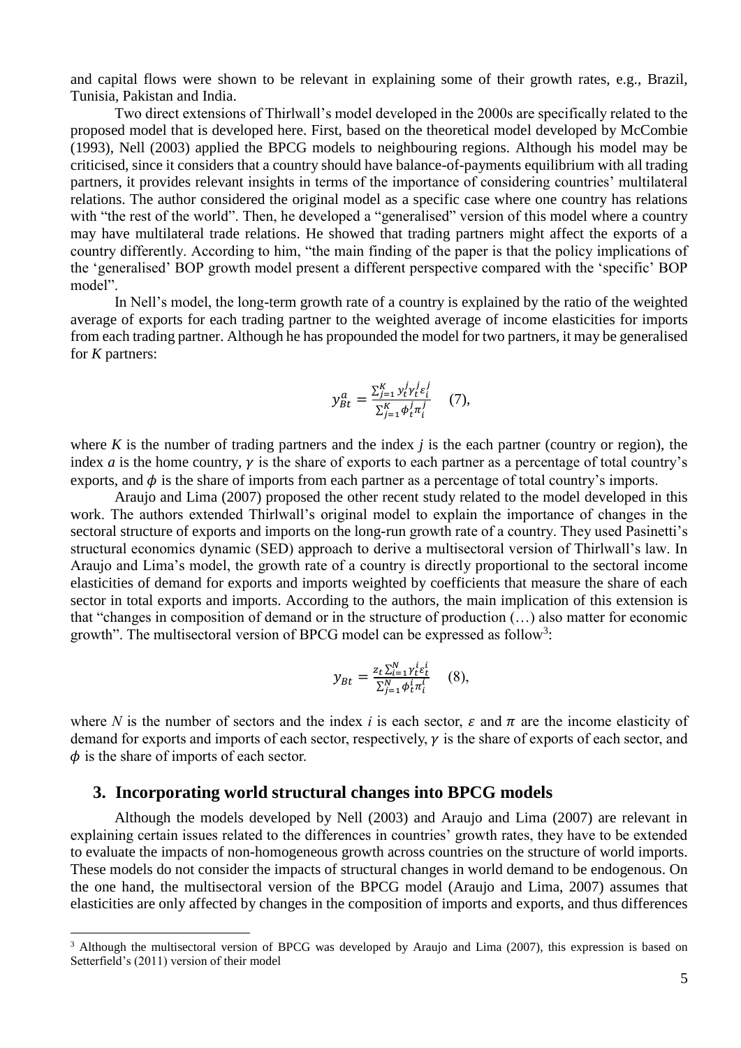and capital flows were shown to be relevant in explaining some of their growth rates, e.g., Brazil, Tunisia, Pakistan and India.

Two direct extensions of Thirlwall's model developed in the 2000s are specifically related to the proposed model that is developed here. First, based on the theoretical model developed by McCombie (1993), Nell (2003) applied the BPCG models to neighbouring regions. Although his model may be criticised, since it considers that a country should have balance-of-payments equilibrium with all trading partners, it provides relevant insights in terms of the importance of considering countries' multilateral relations. The author considered the original model as a specific case where one country has relations with "the rest of the world". Then, he developed a "generalised" version of this model where a country may have multilateral trade relations. He showed that trading partners might affect the exports of a country differently. According to him, "the main finding of the paper is that the policy implications of the 'generalised' BOP growth model present a different perspective compared with the 'specific' BOP model".

In Nell's model, the long-term growth rate of a country is explained by the ratio of the weighted average of exports for each trading partner to the weighted average of income elasticities for imports from each trading partner. Although he has propounded the model for two partners, it may be generalised for *K* partners:

$$y_{Bt}^{a} = \frac{\sum_{j=1}^{K} y_t^j \gamma_t^j \varepsilon_i^j}{\sum_{j=1}^{K} \phi_t^j \pi_i^j} \quad (7),$$

where *K* is the number of trading partners and the index *j* is the each partner (country or region), the index *a* is the home country, $\gamma$ is the share of exports to each partner as a percentage of total country's exports, and $\phi$ is the share of imports from each partner as a percentage of total country's imports.

Araujo and Lima (2007) proposed the other recent study related to the model developed in this work. The authors extended Thirlwall's original model to explain the importance of changes in the sectoral structure of exports and imports on the long-run growth rate of a country. They used Pasinetti's structural economics dynamic (SED) approach to derive a multisectoral version of Thirlwall's law. In Araujo and Lima's model, the growth rate of a country is directly proportional to the sectoral income elasticities of demand for exports and imports weighted by coefficients that measure the share of each sector in total exports and imports. According to the authors, the main implication of this extension is that "changes in composition of demand or in the structure of production (…) also matter for economic growth". The multisectoral version of BPCG model can be expressed as follow[3]:

$$y_{Bt} = \frac{z_t \sum_{i=1}^{N} \gamma_t^i \varepsilon_t^i}{\sum_{j=1}^{N} \phi_t^i \pi_i^i} \quad (8),$$

where *N* is the number of sectors and the index *i* is each sector, $\varepsilon$ and $\pi$ are the income elasticity of demand for exports and imports of each sector, respectively, $\gamma$ is the share of exports of each sector, and $\phi$ is the share of imports of each sector.

## 3. Incorporating world structural changes into BPCG models

Although the models developed by Nell (2003) and Araujo and Lima (2007) are relevant in explaining certain issues related to the differences in countries' growth rates, they have to be extended to evaluate the impacts of non-homogeneous growth across countries on the structure of world imports. These models do not consider the impacts of structural changes in world demand to be endogenous. On the one hand, the multisectoral version of the BPCG model (Araujo and Lima, 2007) assumes that elasticities are only affected by changes in the composition of imports and exports, and thus differences

[3] Although the multisectoral version of BPCG was developed by Araujo and Lima (2007), this expression is based on Setterfield's (2011) version of their model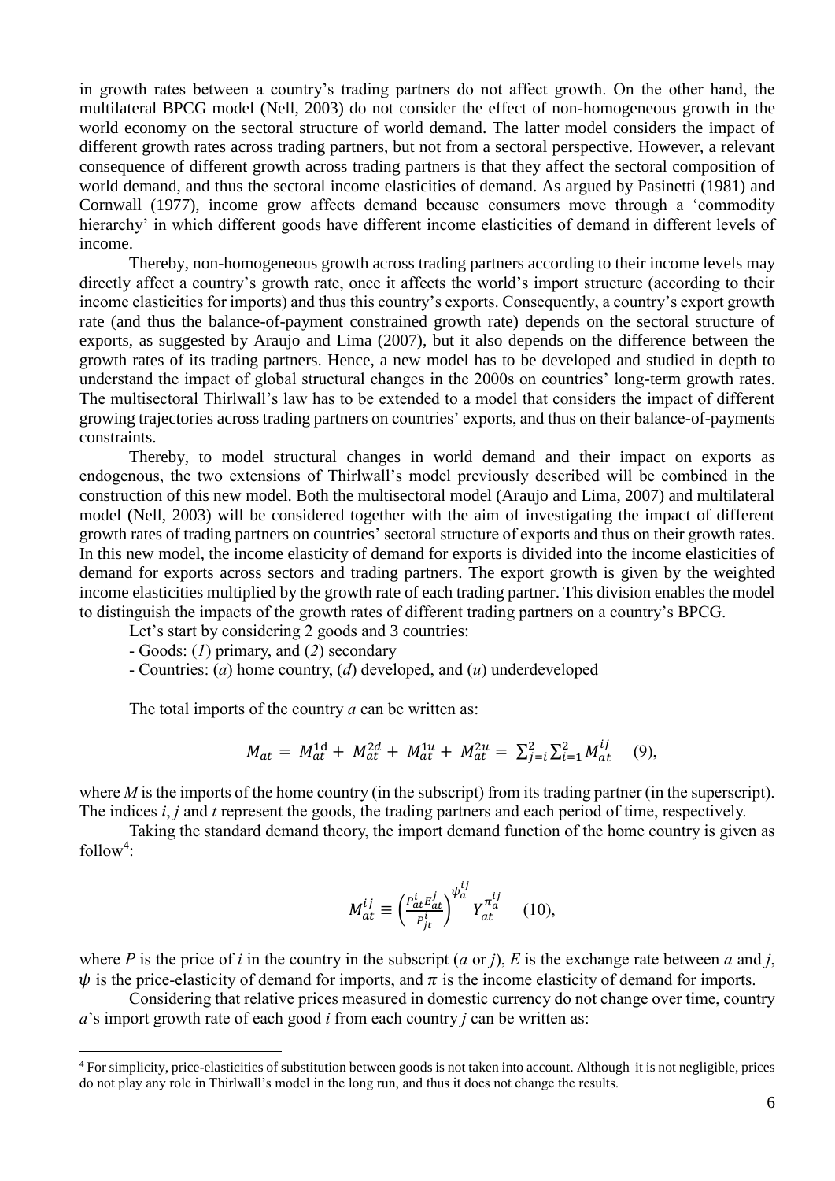in growth rates between a country's trading partners do not affect growth. On the other hand, the multilateral BPCG model (Nell, 2003) do not consider the effect of non-homogeneous growth in the world economy on the sectoral structure of world demand. The latter model considers the impact of different growth rates across trading partners, but not from a sectoral perspective. However, a relevant consequence of different growth across trading partners is that they affect the sectoral composition of world demand, and thus the sectoral income elasticities of demand. As argued by Pasinetti (1981) and Cornwall (1977), income grow affects demand because consumers move through a 'commodity hierarchy' in which different goods have different income elasticities of demand in different levels of income.

Thereby, non-homogeneous growth across trading partners according to their income levels may directly affect a country's growth rate, once it affects the world's import structure (according to their income elasticities for imports) and thus this country's exports. Consequently, a country's export growth rate (and thus the balance-of-payment constrained growth rate) depends on the sectoral structure of exports, as suggested by Araujo and Lima (2007), but it also depends on the difference between the growth rates of its trading partners. Hence, a new model has to be developed and studied in depth to understand the impact of global structural changes in the 2000s on countries' long-term growth rates. The multisectoral Thirlwall's law has to be extended to a model that considers the impact of different growing trajectories across trading partners on countries' exports, and thus on their balance-of-payments constraints.

Thereby, to model structural changes in world demand and their impact on exports as endogenous, the two extensions of Thirlwall's model previously described will be combined in the construction of this new model. Both the multisectoral model (Araujo and Lima, 2007) and multilateral model (Nell, 2003) will be considered together with the aim of investigating the impact of different growth rates of trading partners on countries' sectoral structure of exports and thus on their growth rates. In this new model, the income elasticity of demand for exports is divided into the income elasticities of demand for exports across sectors and trading partners. The export growth is given by the weighted income elasticities multiplied by the growth rate of each trading partner. This division enables the model to distinguish the impacts of the growth rates of different trading partners on a country's BPCG.

Let's start by considering 2 goods and 3 countries:

- Goods: (*1*) primary, and (*2*) secondary
- Countries: (*a*) home country, (*d*) developed, and (*u*) underdeveloped

The total imports of the country *a* can be written as:

$$M_{at} = M_{at}^{1d} + M_{at}^{2d} + M_{at}^{1u} + M_{at}^{2u} = \sum_{j=i}^{2}\sum_{i=1}^{2} M_{at}^{ij} \quad (9),$$

where *M* is the imports of the home country (in the subscript) from its trading partner (in the superscript). The indices *i*, *j* and *t* represent the goods, the trading partners and each period of time, respectively.

Taking the standard demand theory, the import demand function of the home country is given as follow[4]:

$$M_{at}^{ij} \equiv \left(\frac{P_{at}^{i} E_{at}^{j}}{P_{jt}^{i}}\right)^{\psi_a^{ij}} Y_{at}^{\pi_a^{ij}} \quad (10),$$

where *P* is the price of *i* in the country in the subscript (*a* or *j*), *E* is the exchange rate between *a* and *j*, $\psi$ is the price-elasticity of demand for imports, and $\pi$ is the income elasticity of demand for imports.

Considering that relative prices measured in domestic currency do not change over time, country *a*'s import growth rate of each good *i* from each country *j* can be written as:

[4] For simplicity, price-elasticities of substitution between goods is not taken into account. Although it is not negligible, prices do not play any role in Thirlwall's model in the long run, and thus it does not change the results.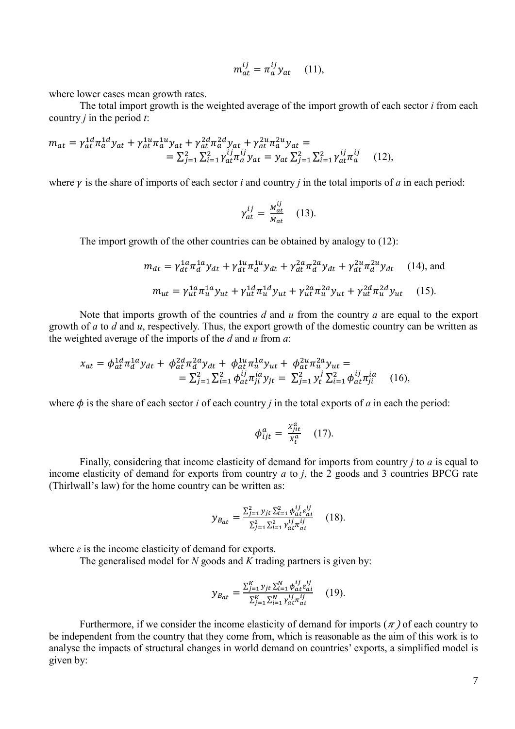$$m_{at}^{ij} = \pi_a^{ij} y_{at} \quad (11),$$

where lower cases mean growth rates.

The total import growth is the weighted average of the import growth of each sector *i* from each country *j* in the period *t*:

$$m_{at} = \gamma_{at}^{1d}\pi_a^{1d}y_{at} + \gamma_{at}^{1u}\pi_a^{1u}y_{at} + \gamma_{at}^{2d}\pi_a^{2d}y_{at} + \gamma_{at}^{2u}\pi_a^{2u}y_{at} = \\ = \sum_{j=1}^{2}\sum_{i=1}^{2}\gamma_{at}^{ij}\pi_a^{ij}y_{at} = y_{at}\sum_{j=1}^{2}\sum_{i=1}^{2}\gamma_{at}^{ij}\pi_a^{ij} \quad (12),$$

where $\gamma$ is the share of imports of each sector *i* and country *j* in the total imports of *a* in each period:

$$\gamma_{at}^{ij} = \frac{M_{at}^{ij}}{M_{at}} \quad (13).$$

The import growth of the other countries can be obtained by analogy to (12):

$$m_{dt} = \gamma_{dt}^{1a}\pi_d^{1a}y_{dt} + \gamma_{dt}^{1u}\pi_d^{1u}y_{dt} + \gamma_{dt}^{2a}\pi_d^{2a}y_{dt} + \gamma_{dt}^{2u}\pi_d^{2u}y_{dt} \quad (14), \text{ and}$$

$$m_{ut} = \gamma_{ut}^{1a}\pi_u^{1a}y_{ut} + \gamma_{ut}^{1d}\pi_u^{1d}y_{ut} + \gamma_{ut}^{2a}\pi_u^{2a}y_{ut} + \gamma_{ut}^{2d}\pi_u^{2d}y_{ut} \quad (15).$$

Note that imports growth of the countries *d* and *u* from the country *a* are equal to the export growth of *a* to *d* and *u*, respectively. Thus, the export growth of the domestic country can be written as the weighted average of the imports of the *d* and *u* from *a*:

$$x_{at} = \phi_{at}^{1d}\pi_d^{1a}y_{dt} + \phi_{at}^{2d}\pi_d^{2a}y_{dt} + \phi_{at}^{1u}\pi_u^{1a}y_{ut} + \phi_{at}^{2u}\pi_u^{2a}y_{ut} = \\ = \sum_{j=1}^{2}\sum_{i=1}^{2}\phi_{at}^{ij}\pi_{ji}^{ia}y_{jt} = \sum_{j=1}^{2}y_t^j\sum_{i=1}^{2}\phi_{at}^{ij}\pi_{ji}^{ia} \quad (16),$$

where $\phi$ is the share of each sector *i* of each country *j* in the total exports of *a* in each the period:

$$\phi_{ijt}^{a} = \frac{X_{jit}^{a}}{X_t^{a}} \quad (17).$$

Finally, considering that income elasticity of demand for imports from country *j* to *a* is equal to income elasticity of demand for exports from country *a* to *j*, the 2 goods and 3 countries BPCG rate (Thirlwall's law) for the home country can be written as:

$$y_{B_{at}} = \frac{\sum_{j=1}^{2}y_{jt}\sum_{i=1}^{2}\phi_{at}^{ij}\varepsilon_{ai}^{ij}}{\sum_{j=1}^{2}\sum_{i=1}^{2}\gamma_{at}^{ij}\pi_{ai}^{ij}} \quad (18).$$

where $\varepsilon$ is the income elasticity of demand for exports.

The generalised model for *N* goods and *K* trading partners is given by:

$$y_{B_{at}} = \frac{\sum_{j=1}^{K}y_{jt}\sum_{i=1}^{N}\phi_{at}^{ij}\varepsilon_{ai}^{ij}}{\sum_{j=1}^{K}\sum_{i=1}^{N}\gamma_{at}^{ij}\pi_{ai}^{ij}} \quad (19).$$

Furthermore, if we consider the income elasticity of demand for imports ($\pi$) of each country to be independent from the country that they come from, which is reasonable as the aim of this work is to analyse the impacts of structural changes in world demand on countries' exports, a simplified model is given by: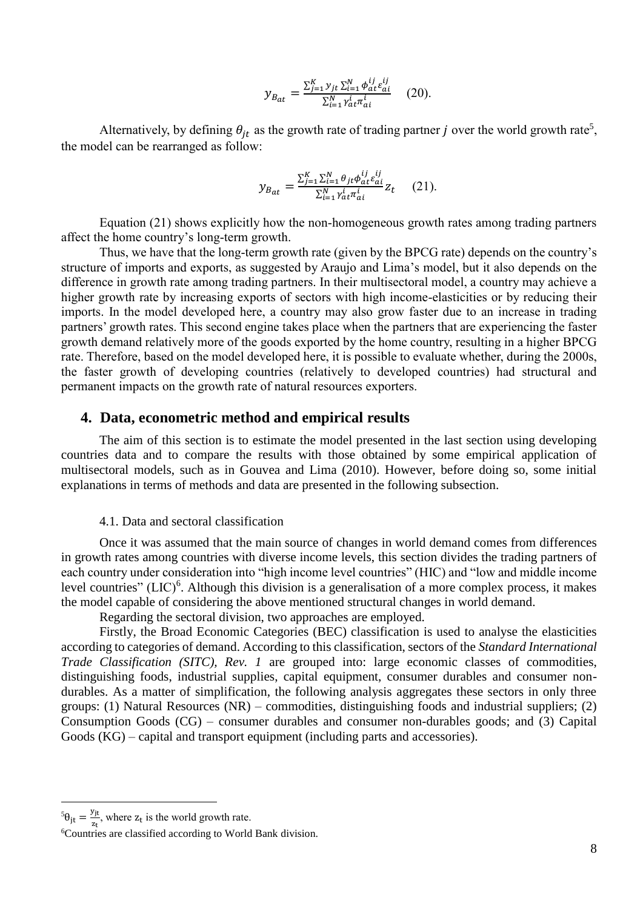$$y_{B_{at}} = \frac{\sum_{j=1}^{K} y_{jt} \sum_{i=1}^{N} \phi_{at}^{ij} \varepsilon_{ai}^{ij}}{\sum_{i=1}^{N} \gamma_{at}^{i} \pi_{ai}^{i}} \quad (20).$$

Alternatively, by defining $\theta_{jt}$ as the growth rate of trading partner $j$ over the world growth rate[5], the model can be rearranged as follow:

$$y_{B_{at}} = \frac{\sum_{j=1}^{K} \sum_{i=1}^{N} \theta_{jt} \phi_{at}^{ij} \varepsilon_{ai}^{ij}}{\sum_{i=1}^{N} \gamma_{at}^{i} \pi_{ai}^{i}} z_t \quad (21).$$

Equation (21) shows explicitly how the non-homogeneous growth rates among trading partners affect the home country's long-term growth.

Thus, we have that the long-term growth rate (given by the BPCG rate) depends on the country's structure of imports and exports, as suggested by Araujo and Lima's model, but it also depends on the difference in growth rate among trading partners. In their multisectoral model, a country may achieve a higher growth rate by increasing exports of sectors with high income-elasticities or by reducing their imports. In the model developed here, a country may also grow faster due to an increase in trading partners' growth rates. This second engine takes place when the partners that are experiencing the faster growth demand relatively more of the goods exported by the home country, resulting in a higher BPCG rate. Therefore, based on the model developed here, it is possible to evaluate whether, during the 2000s, the faster growth of developing countries (relatively to developed countries) had structural and permanent impacts on the growth rate of natural resources exporters.

## 4. Data, econometric method and empirical results

The aim of this section is to estimate the model presented in the last section using developing countries data and to compare the results with those obtained by some empirical application of multisectoral models, such as in Gouvea and Lima (2010). However, before doing so, some initial explanations in terms of methods and data are presented in the following subsection.

### 4.1. Data and sectoral classification

Once it was assumed that the main source of changes in world demand comes from differences in growth rates among countries with diverse income levels, this section divides the trading partners of each country under consideration into "high income level countries" (HIC) and "low and middle income level countries" (LIC)[6]. Although this division is a generalisation of a more complex process, it makes the model capable of considering the above mentioned structural changes in world demand.

Regarding the sectoral division, two approaches are employed.

Firstly, the Broad Economic Categories (BEC) classification is used to analyse the elasticities according to categories of demand. According to this classification, sectors of the *Standard International Trade Classification (SITC), Rev. 1* are grouped into: large economic classes of commodities, distinguishing foods, industrial supplies, capital equipment, consumer durables and consumer non-durables. As a matter of simplification, the following analysis aggregates these sectors in only three groups: (1) Natural Resources (NR) – commodities, distinguishing foods and industrial suppliers; (2) Consumption Goods (CG) – consumer durables and consumer non-durables goods; and (3) Capital Goods (KG) – capital and transport equipment (including parts and accessories).

---

[5] $\theta_{jt} = \frac{y_{jt}}{z_t}$, where $z_t$ is the world growth rate.

[6] Countries are classified according to World Bank division.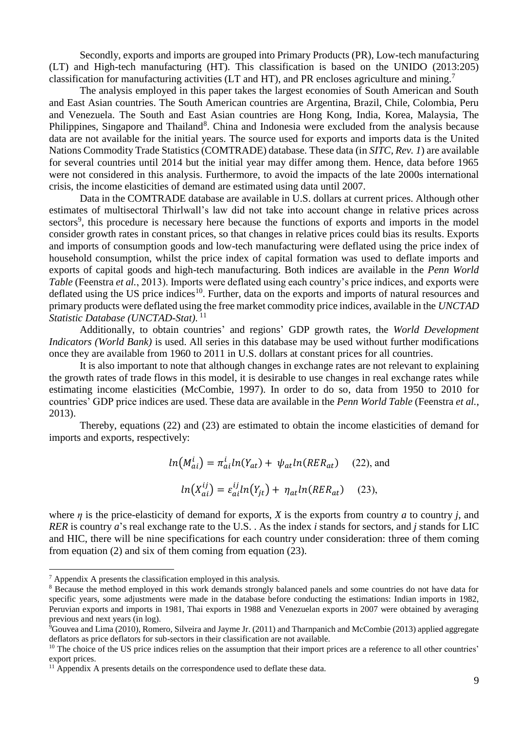Secondly, exports and imports are grouped into Primary Products (PR), Low-tech manufacturing (LT) and High-tech manufacturing (HT). This classification is based on the UNIDO (2013:205) classification for manufacturing activities (LT and HT), and PR encloses agriculture and mining.[7]

The analysis employed in this paper takes the largest economies of South American and South and East Asian countries. The South American countries are Argentina, Brazil, Chile, Colombia, Peru and Venezuela. The South and East Asian countries are Hong Kong, India, Korea, Malaysia, The Philippines, Singapore and Thailand[8]. China and Indonesia were excluded from the analysis because data are not available for the initial years. The source used for exports and imports data is the United Nations Commodity Trade Statistics (COMTRADE) database. These data (in *SITC, Rev. 1*) are available for several countries until 2014 but the initial year may differ among them. Hence, data before 1965 were not considered in this analysis. Furthermore, to avoid the impacts of the late 2000s international crisis, the income elasticities of demand are estimated using data until 2007.

Data in the COMTRADE database are available in U.S. dollars at current prices. Although other estimates of multisectoral Thirlwall's law did not take into account change in relative prices across sectors[9], this procedure is necessary here because the functions of exports and imports in the model consider growth rates in constant prices, so that changes in relative prices could bias its results. Exports and imports of consumption goods and low-tech manufacturing were deflated using the price index of household consumption, whilst the price index of capital formation was used to deflate imports and exports of capital goods and high-tech manufacturing. Both indices are available in the *Penn World Table* (Feenstra *et al.*, 2013). Imports were deflated using each country's price indices, and exports were deflated using the US price indices[10]. Further, data on the exports and imports of natural resources and primary products were deflated using the free market commodity price indices, available in the *UNCTAD Statistic Database (UNCTAD-Stat).*[11]

Additionally, to obtain countries' and regions' GDP growth rates, the *World Development Indicators (World Bank)* is used. All series in this database may be used without further modifications once they are available from 1960 to 2011 in U.S. dollars at constant prices for all countries.

It is also important to note that although changes in exchange rates are not relevant to explaining the growth rates of trade flows in this model, it is desirable to use changes in real exchange rates while estimating income elasticities (McCombie, 1997). In order to do so, data from 1950 to 2010 for countries' GDP price indices are used. These data are available in the *Penn World Table* (Feenstra *et al.*, 2013).

Thereby, equations (22) and (23) are estimated to obtain the income elasticities of demand for imports and exports, respectively:

$$ln(M_{ai}^{i}) = \pi_{ai}^{i} ln(Y_{at}) + \psi_{at} ln(RER_{at}) \quad (22), \text{ and}$$

$$ln(X_{ai}^{ij}) = \varepsilon_{ai}^{ij} ln(Y_{jt}) + \eta_{at} ln(RER_{at}) \quad (23),$$

where $\eta$ is the price-elasticity of demand for exports, $X$ is the exports from country $a$ to country $j$, and $RER$ is country $a$'s real exchange rate to the U.S. . As the index $i$ stands for sectors, and $j$ stands for LIC and HIC, there will be nine specifications for each country under consideration: three of them coming from equation (2) and six of them coming from equation (23).

---

[7] Appendix A presents the classification employed in this analysis.

[8] Because the method employed in this work demands strongly balanced panels and some countries do not have data for specific years, some adjustments were made in the database before conducting the estimations: Indian imports in 1982, Peruvian exports and imports in 1981, Thai exports in 1988 and Venezuelan exports in 2007 were obtained by averaging previous and next years (in log).

[9] Gouvea and Lima (2010), Romero, Silveira and Jayme Jr. (2011) and Tharnpanich and McCombie (2013) applied aggregate deflators as price deflators for sub-sectors in their classification are not available.

[10] The choice of the US price indices relies on the assumption that their import prices are a reference to all other countries' export prices.

[11] Appendix A presents details on the correspondence used to deflate these data.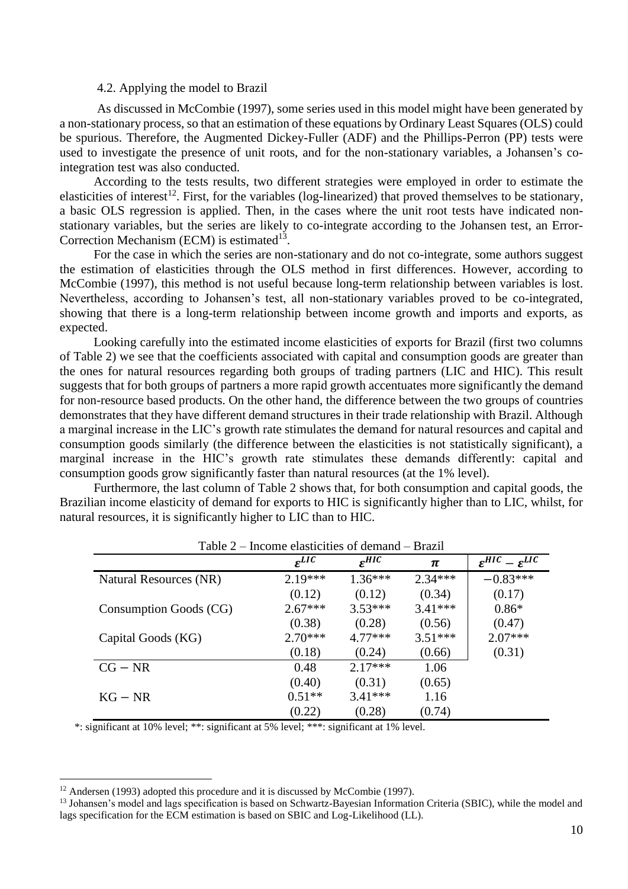### 4.2. Applying the model to Brazil

As discussed in McCombie (1997), some series used in this model might have been generated by a non-stationary process, so that an estimation of these equations by Ordinary Least Squares (OLS) could be spurious. Therefore, the Augmented Dickey-Fuller (ADF) and the Phillips-Perron (PP) tests were used to investigate the presence of unit roots, and for the non-stationary variables, a Johansen's co-integration test was also conducted.

According to the tests results, two different strategies were employed in order to estimate the elasticities of interest[12]. First, for the variables (log-linearized) that proved themselves to be stationary, a basic OLS regression is applied. Then, in the cases where the unit root tests have indicated non-stationary variables, but the series are likely to co-integrate according to the Johansen test, an Error-Correction Mechanism (ECM) is estimated[13].

For the case in which the series are non-stationary and do not co-integrate, some authors suggest the estimation of elasticities through the OLS method in first differences. However, according to McCombie (1997), this method is not useful because long-term relationship between variables is lost. Nevertheless, according to Johansen's test, all non-stationary variables proved to be co-integrated, showing that there is a long-term relationship between income growth and imports and exports, as expected.

Looking carefully into the estimated income elasticities of exports for Brazil (first two columns of Table 2) we see that the coefficients associated with capital and consumption goods are greater than the ones for natural resources regarding both groups of trading partners (LIC and HIC). This result suggests that for both groups of partners a more rapid growth accentuates more significantly the demand for non-resource based products. On the other hand, the difference between the two groups of countries demonstrates that they have different demand structures in their trade relationship with Brazil. Although a marginal increase in the LIC's growth rate stimulates the demand for natural resources and capital and consumption goods similarly (the difference between the elasticities is not statistically significant), a marginal increase in the HIC's growth rate stimulates these demands differently: capital and consumption goods grow significantly faster than natural resources (at the 1% level).

Furthermore, the last column of Table 2 shows that, for both consumption and capital goods, the Brazilian income elasticity of demand for exports to HIC is significantly higher than to LIC, whilst, for natural resources, it is significantly higher to LIC than to HIC.

Table 2 – Income elasticities of demand – Brazil

| | $\varepsilon^{LIC}$ | $\varepsilon^{HIC}$ | $\pi$ | $\varepsilon^{HIC} - \varepsilon^{LIC}$ |
|---|---|---|---|---|
| Natural Resources (NR) | 2.19*** | 1.36*** | 2.34*** | −0.83*** |
| | (0.12) | (0.12) | (0.34) | (0.17) |
| Consumption Goods (CG) | 2.67*** | 3.53*** | 3.41*** | 0.86* |
| | (0.38) | (0.28) | (0.56) | (0.47) |
| Capital Goods (KG) | 2.70*** | 4.77*** | 3.51*** | 2.07*** |
| | (0.18) | (0.24) | (0.66) | (0.31) |
| CG − NR | 0.48 | 2.17*** | 1.06 | |
| | (0.40) | (0.31) | (0.65) | |
| KG − NR | 0.51** | 3.41*** | 1.16 | |
| | (0.22) | (0.28) | (0.74) | |

*: significant at 10% level; **: significant at 5% level; ***: significant at 1% level.

[12] Andersen (1993) adopted this procedure and it is discussed by McCombie (1997).

[13] Johansen's model and lags specification is based on Schwartz-Bayesian Information Criteria (SBIC), while the model and lags specification for the ECM estimation is based on SBIC and Log-Likelihood (LL).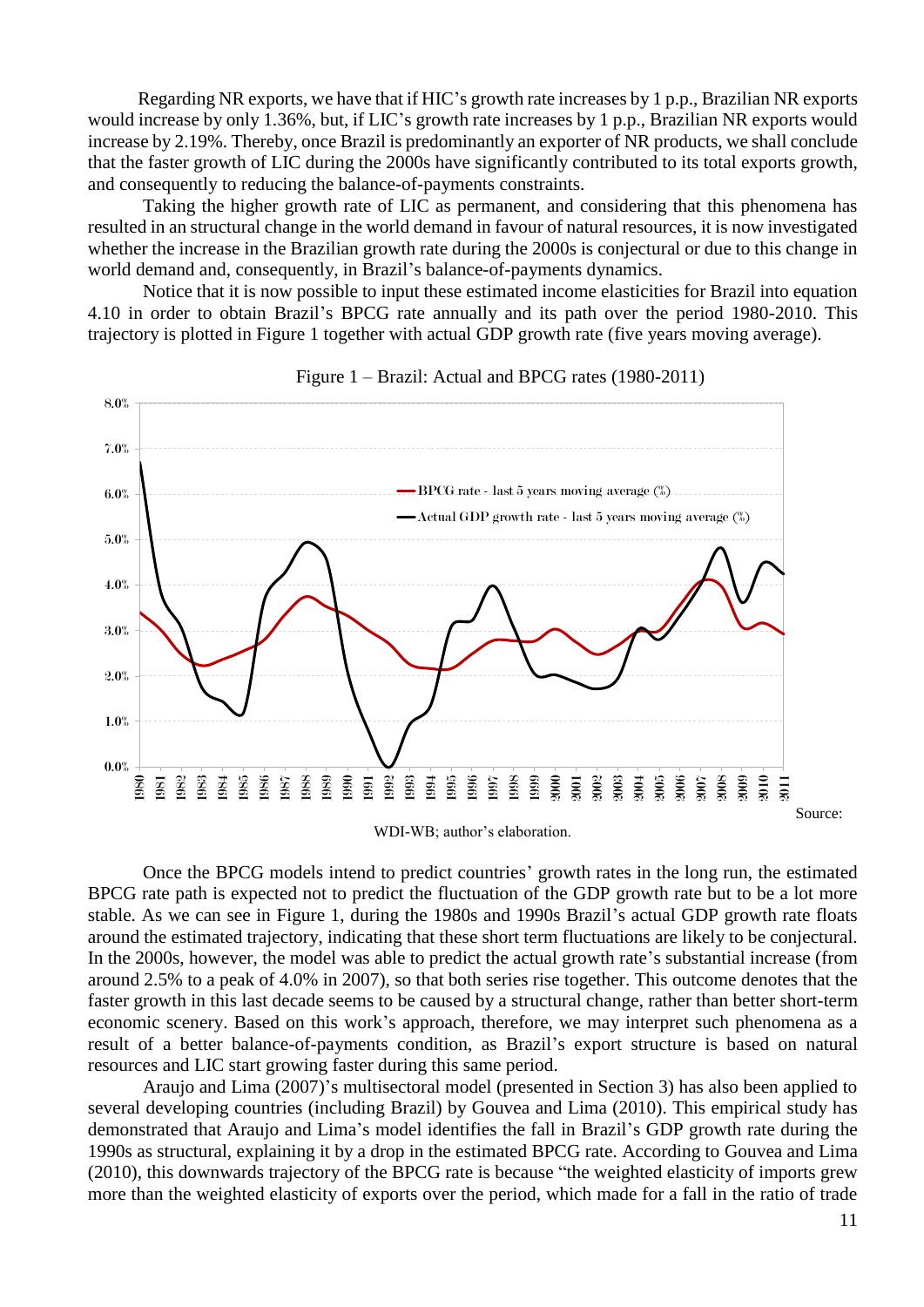Regarding NR exports, we have that if HIC's growth rate increases by 1 p.p., Brazilian NR exports would increase by only 1.36%, but, if LIC's growth rate increases by 1 p.p., Brazilian NR exports would increase by 2.19%. Thereby, once Brazil is predominantly an exporter of NR products, we shall conclude that the faster growth of LIC during the 2000s have significantly contributed to its total exports growth, and consequently to reducing the balance-of-payments constraints.

Taking the higher growth rate of LIC as permanent, and considering that this phenomena has resulted in an structural change in the world demand in favour of natural resources, it is now investigated whether the increase in the Brazilian growth rate during the 2000s is conjectural or due to this change in world demand and, consequently, in Brazil's balance-of-payments dynamics.

Notice that it is now possible to input these estimated income elasticities for Brazil into equation 4.10 in order to obtain Brazil's BPCG rate annually and its path over the period 1980-2010. This trajectory is plotted in Figure 1 together with actual GDP growth rate (five years moving average).

Figure 1 – Brazil: Actual and BPCG rates (1980-2011)

Source: WDI-WB; author's elaboration.

Once the BPCG models intend to predict countries' growth rates in the long run, the estimated BPCG rate path is expected not to predict the fluctuation of the GDP growth rate but to be a lot more stable. As we can see in Figure 1, during the 1980s and 1990s Brazil's actual GDP growth rate floats around the estimated trajectory, indicating that these short term fluctuations are likely to be conjectural. In the 2000s, however, the model was able to predict the actual growth rate's substantial increase (from around 2.5% to a peak of 4.0% in 2007), so that both series rise together. This outcome denotes that the faster growth in this last decade seems to be caused by a structural change, rather than better short-term economic scenery. Based on this work's approach, therefore, we may interpret such phenomena as a result of a better balance-of-payments condition, as Brazil's export structure is based on natural resources and LIC start growing faster during this same period.

Araujo and Lima (2007)'s multisectoral model (presented in Section 3) has also been applied to several developing countries (including Brazil) by Gouvea and Lima (2010). This empirical study has demonstrated that Araujo and Lima's model identifies the fall in Brazil's GDP growth rate during the 1990s as structural, explaining it by a drop in the estimated BPCG rate. According to Gouvea and Lima (2010), this downwards trajectory of the BPCG rate is because "the weighted elasticity of imports grew more than the weighted elasticity of exports over the period, which made for a fall in the ratio of trade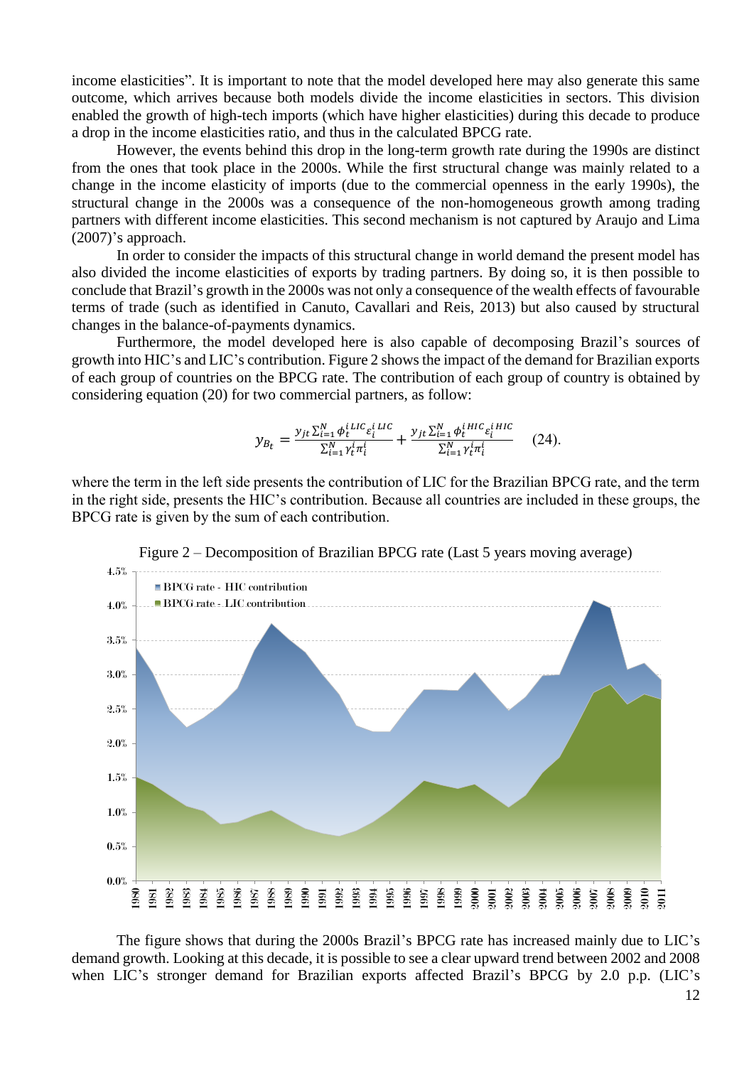income elasticities". It is important to note that the model developed here may also generate this same outcome, which arrives because both models divide the income elasticities in sectors. This division enabled the growth of high-tech imports (which have higher elasticities) during this decade to produce a drop in the income elasticities ratio, and thus in the calculated BPCG rate.

However, the events behind this drop in the long-term growth rate during the 1990s are distinct from the ones that took place in the 2000s. While the first structural change was mainly related to a change in the income elasticity of imports (due to the commercial openness in the early 1990s), the structural change in the 2000s was a consequence of the non-homogeneous growth among trading partners with different income elasticities. This second mechanism is not captured by Araujo and Lima (2007)'s approach.

In order to consider the impacts of this structural change in world demand the present model has also divided the income elasticities of exports by trading partners. By doing so, it is then possible to conclude that Brazil's growth in the 2000s was not only a consequence of the wealth effects of favourable terms of trade (such as identified in Canuto, Cavallari and Reis, 2013) but also caused by structural changes in the balance-of-payments dynamics.

Furthermore, the model developed here is also capable of decomposing Brazil's sources of growth into HIC's and LIC's contribution. Figure 2 shows the impact of the demand for Brazilian exports of each group of countries on the BPCG rate. The contribution of each group of country is obtained by considering equation (20) for two commercial partners, as follow:

$$y_{B_t} = \frac{y_{jt} \sum_{i=1}^{N} \phi_t^{i\,LIC} \varepsilon_i^{i\,LIC}}{\sum_{i=1}^{N} \gamma_t^i \pi_i^i} + \frac{y_{jt} \sum_{i=1}^{N} \phi_t^{i\,HIC} \varepsilon_i^{i\,HIC}}{\sum_{i=1}^{N} \gamma_t^i \pi_i^i} \qquad (24).$$

where the term in the left side presents the contribution of LIC for the Brazilian BPCG rate, and the term in the right side, presents the HIC's contribution. Because all countries are included in these groups, the BPCG rate is given by the sum of each contribution.

Figure 2 – Decomposition of Brazilian BPCG rate (Last 5 years moving average)

The figure shows that during the 2000s Brazil's BPCG rate has increased mainly due to LIC's demand growth. Looking at this decade, it is possible to see a clear upward trend between 2002 and 2008 when LIC's stronger demand for Brazilian exports affected Brazil's BPCG by 2.0 p.p. (LIC's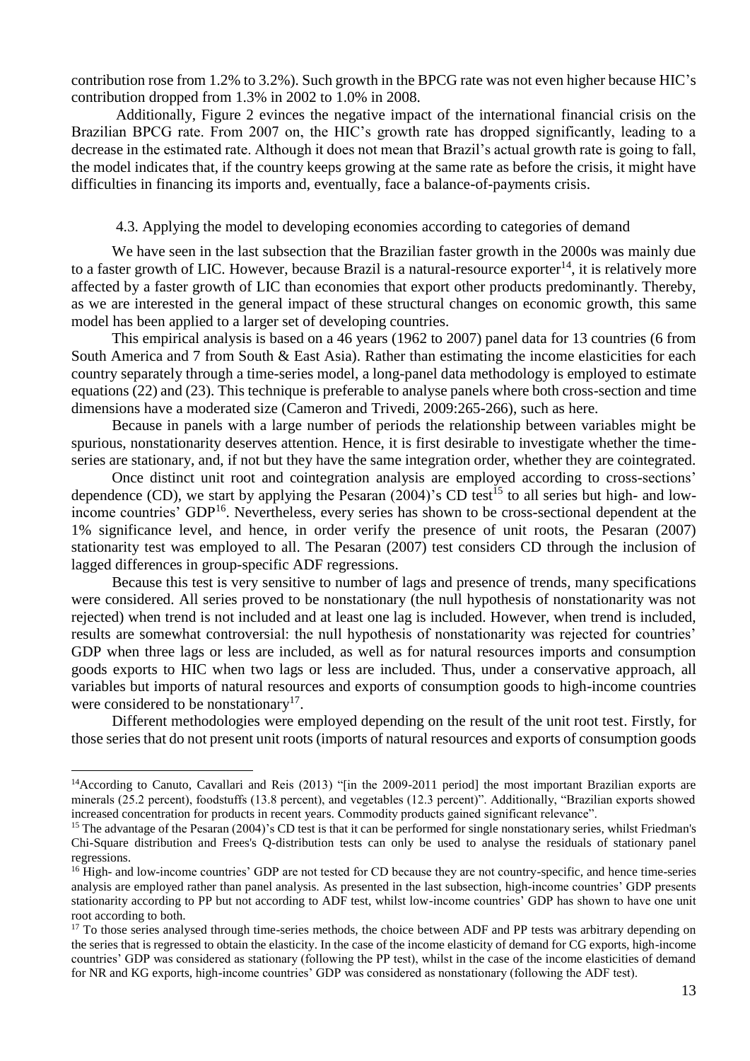contribution rose from 1.2% to 3.2%). Such growth in the BPCG rate was not even higher because HIC's contribution dropped from 1.3% in 2002 to 1.0% in 2008.

Additionally, Figure 2 evinces the negative impact of the international financial crisis on the Brazilian BPCG rate. From 2007 on, the HIC's growth rate has dropped significantly, leading to a decrease in the estimated rate. Although it does not mean that Brazil's actual growth rate is going to fall, the model indicates that, if the country keeps growing at the same rate as before the crisis, it might have difficulties in financing its imports and, eventually, face a balance-of-payments crisis.

### 4.3. Applying the model to developing economies according to categories of demand

We have seen in the last subsection that the Brazilian faster growth in the 2000s was mainly due to a faster growth of LIC. However, because Brazil is a natural-resource exporter[14], it is relatively more affected by a faster growth of LIC than economies that export other products predominantly. Thereby, as we are interested in the general impact of these structural changes on economic growth, this same model has been applied to a larger set of developing countries.

This empirical analysis is based on a 46 years (1962 to 2007) panel data for 13 countries (6 from South America and 7 from South & East Asia). Rather than estimating the income elasticities for each country separately through a time-series model, a long-panel data methodology is employed to estimate equations (22) and (23). This technique is preferable to analyse panels where both cross-section and time dimensions have a moderated size (Cameron and Trivedi, 2009:265-266), such as here.

Because in panels with a large number of periods the relationship between variables might be spurious, nonstationarity deserves attention. Hence, it is first desirable to investigate whether the time-series are stationary, and, if not but they have the same integration order, whether they are cointegrated.

Once distinct unit root and cointegration analysis are employed according to cross-sections' dependence (CD), we start by applying the Pesaran (2004)'s CD test[15] to all series but high- and low-income countries' GDP[16]. Nevertheless, every series has shown to be cross-sectional dependent at the 1% significance level, and hence, in order verify the presence of unit roots, the Pesaran (2007) stationarity test was employed to all. The Pesaran (2007) test considers CD through the inclusion of lagged differences in group-specific ADF regressions.

Because this test is very sensitive to number of lags and presence of trends, many specifications were considered. All series proved to be nonstationary (the null hypothesis of nonstationarity was not rejected) when trend is not included and at least one lag is included. However, when trend is included, results are somewhat controversial: the null hypothesis of nonstationarity was rejected for countries' GDP when three lags or less are included, as well as for natural resources imports and consumption goods exports to HIC when two lags or less are included. Thus, under a conservative approach, all variables but imports of natural resources and exports of consumption goods to high-income countries were considered to be nonstationary[17].

Different methodologies were employed depending on the result of the unit root test. Firstly, for those series that do not present unit roots (imports of natural resources and exports of consumption goods

---

[14] According to Canuto, Cavallari and Reis (2013) "[in the 2009-2011 period] the most important Brazilian exports are minerals (25.2 percent), foodstuffs (13.8 percent), and vegetables (12.3 percent)". Additionally, "Brazilian exports showed increased concentration for products in recent years. Commodity products gained significant relevance".

[15] The advantage of the Pesaran (2004)'s CD test is that it can be performed for single nonstationary series, whilst Friedman's Chi-Square distribution and Frees's Q-distribution tests can only be used to analyse the residuals of stationary panel regressions.

[16] High- and low-income countries' GDP are not tested for CD because they are not country-specific, and hence time-series analysis are employed rather than panel analysis. As presented in the last subsection, high-income countries' GDP presents stationarity according to PP but not according to ADF test, whilst low-income countries' GDP has shown to have one unit root according to both.

[17] To those series analysed through time-series methods, the choice between ADF and PP tests was arbitrary depending on the series that is regressed to obtain the elasticity. In the case of the income elasticity of demand for CG exports, high-income countries' GDP was considered as stationary (following the PP test), whilst in the case of the income elasticities of demand for NR and KG exports, high-income countries' GDP was considered as nonstationary (following the ADF test).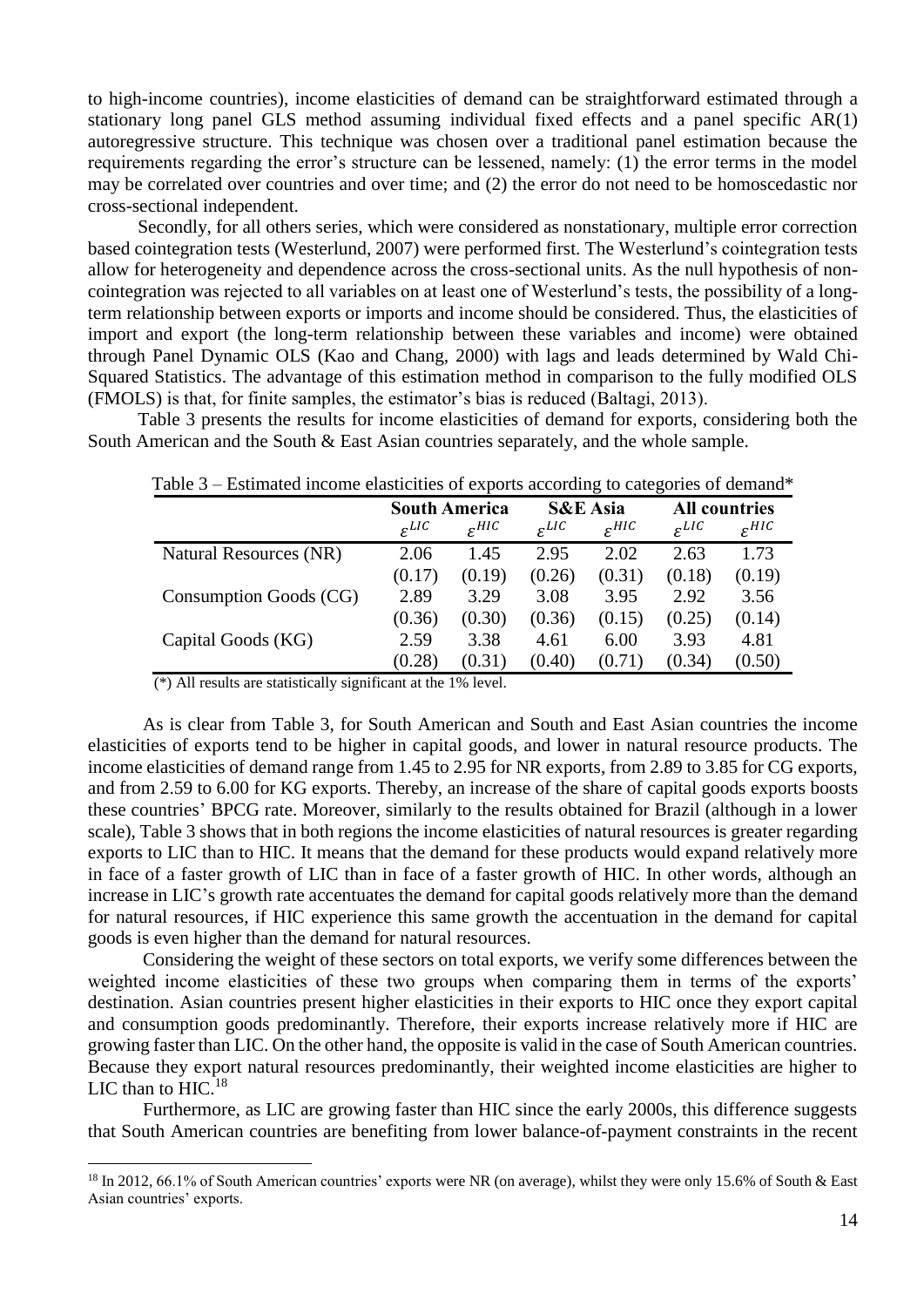to high-income countries), income elasticities of demand can be straightforward estimated through a stationary long panel GLS method assuming individual fixed effects and a panel specific AR(1) autoregressive structure. This technique was chosen over a traditional panel estimation because the requirements regarding the error's structure can be lessened, namely: (1) the error terms in the model may be correlated over countries and over time; and (2) the error do not need to be homoscedastic nor cross-sectional independent.

Secondly, for all others series, which were considered as nonstationary, multiple error correction based cointegration tests (Westerlund, 2007) were performed first. The Westerlund's cointegration tests allow for heterogeneity and dependence across the cross-sectional units. As the null hypothesis of non-cointegration was rejected to all variables on at least one of Westerlund's tests, the possibility of a long-term relationship between exports or imports and income should be considered. Thus, the elasticities of import and export (the long-term relationship between these variables and income) were obtained through Panel Dynamic OLS (Kao and Chang, 2000) with lags and leads determined by Wald Chi-Squared Statistics. The advantage of this estimation method in comparison to the fully modified OLS (FMOLS) is that, for finite samples, the estimator's bias is reduced (Baltagi, 2013).

Table 3 presents the results for income elasticities of demand for exports, considering both the South American and the South & East Asian countries separately, and the whole sample.

Table 3 – Estimated income elasticities of exports according to categories of demand*

| | South America | | S&E Asia | | All countries | |
|---|---|---|---|---|---|---|
| | $\varepsilon^{LIC}$ | $\varepsilon^{HIC}$ | $\varepsilon^{LIC}$ | $\varepsilon^{HIC}$ | $\varepsilon^{LIC}$ | $\varepsilon^{HIC}$ |
| Natural Resources (NR) | 2.06 | 1.45 | 2.95 | 2.02 | 2.63 | 1.73 |
| | (0.17) | (0.19) | (0.26) | (0.31) | (0.18) | (0.19) |
| Consumption Goods (CG) | 2.89 | 3.29 | 3.08 | 3.95 | 2.92 | 3.56 |
| | (0.36) | (0.30) | (0.36) | (0.15) | (0.25) | (0.14) |
| Capital Goods (KG) | 2.59 | 3.38 | 4.61 | 6.00 | 3.93 | 4.81 |
| | (0.28) | (0.31) | (0.40) | (0.71) | (0.34) | (0.50) |

(*) All results are statistically significant at the 1% level.

As is clear from Table 3, for South American and South and East Asian countries the income elasticities of exports tend to be higher in capital goods, and lower in natural resource products. The income elasticities of demand range from 1.45 to 2.95 for NR exports, from 2.89 to 3.85 for CG exports, and from 2.59 to 6.00 for KG exports. Thereby, an increase of the share of capital goods exports boosts these countries' BPCG rate. Moreover, similarly to the results obtained for Brazil (although in a lower scale), Table 3 shows that in both regions the income elasticities of natural resources is greater regarding exports to LIC than to HIC. It means that the demand for these products would expand relatively more in face of a faster growth of LIC than in face of a faster growth of HIC. In other words, although an increase in LIC's growth rate accentuates the demand for capital goods relatively more than the demand for natural resources, if HIC experience this same growth the accentuation in the demand for capital goods is even higher than the demand for natural resources.

Considering the weight of these sectors on total exports, we verify some differences between the weighted income elasticities of these two groups when comparing them in terms of the exports' destination. Asian countries present higher elasticities in their exports to HIC once they export capital and consumption goods predominantly. Therefore, their exports increase relatively more if HIC are growing faster than LIC. On the other hand, the opposite is valid in the case of South American countries. Because they export natural resources predominantly, their weighted income elasticities are higher to LIC than to HIC.[18]

Furthermore, as LIC are growing faster than HIC since the early 2000s, this difference suggests that South American countries are benefiting from lower balance-of-payment constraints in the recent

[18] In 2012, 66.1% of South American countries' exports were NR (on average), whilst they were only 15.6% of South & East Asian countries' exports.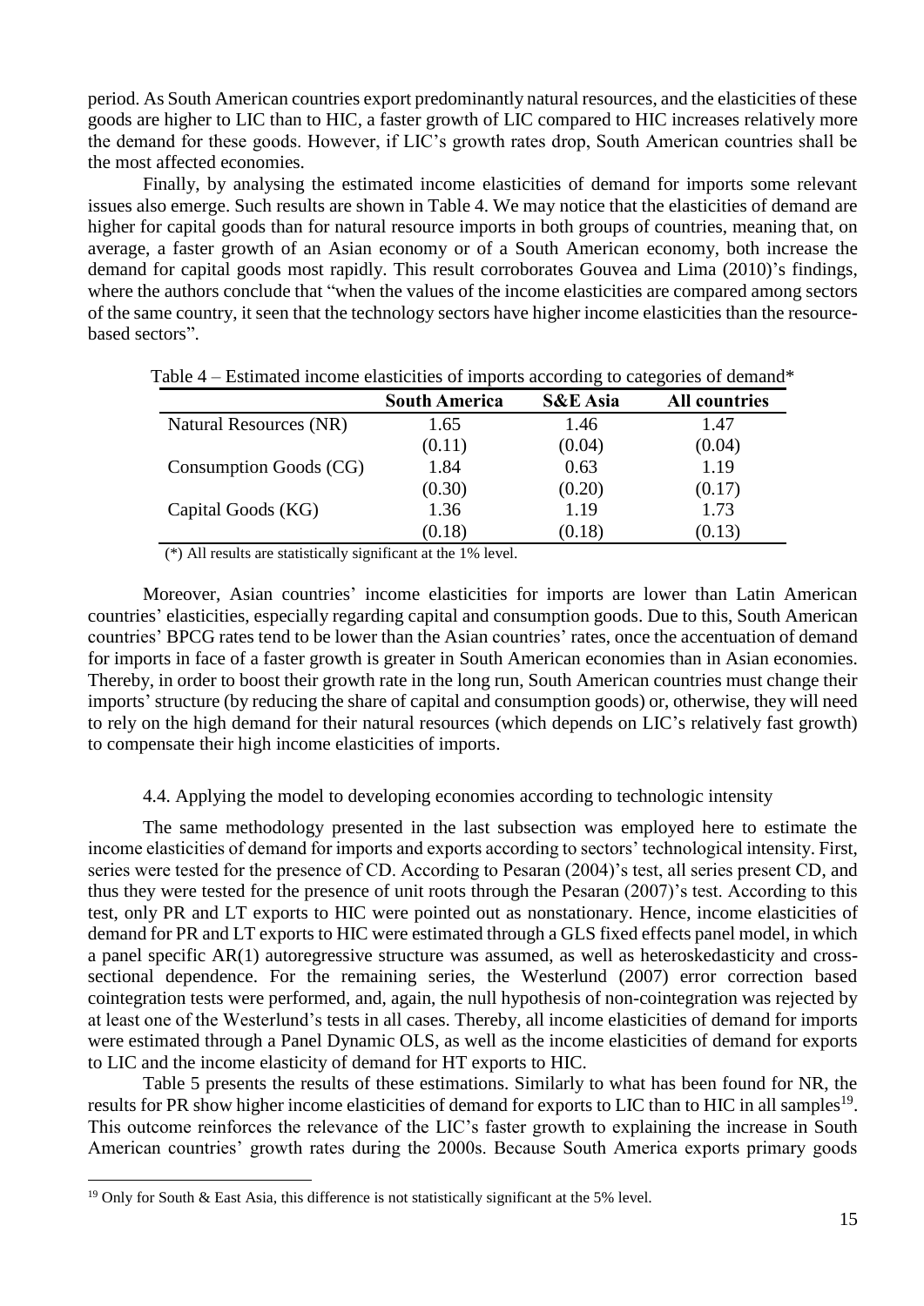period. As South American countries export predominantly natural resources, and the elasticities of these goods are higher to LIC than to HIC, a faster growth of LIC compared to HIC increases relatively more the demand for these goods. However, if LIC's growth rates drop, South American countries shall be the most affected economies.

Finally, by analysing the estimated income elasticities of demand for imports some relevant issues also emerge. Such results are shown in Table 4. We may notice that the elasticities of demand are higher for capital goods than for natural resource imports in both groups of countries, meaning that, on average, a faster growth of an Asian economy or of a South American economy, both increase the demand for capital goods most rapidly. This result corroborates Gouvea and Lima (2010)'s findings, where the authors conclude that "when the values of the income elasticities are compared among sectors of the same country, it seen that the technology sectors have higher income elasticities than the resource-based sectors".

Table 4 – Estimated income elasticities of imports according to categories of demand*

| | South America | S&E Asia | All countries |
|---|---|---|---|
| Natural Resources (NR) | 1.65 | 1.46 | 1.47 |
| | (0.11) | (0.04) | (0.04) |
| Consumption Goods (CG) | 1.84 | 0.63 | 1.19 |
| | (0.30) | (0.20) | (0.17) |
| Capital Goods (KG) | 1.36 | 1.19 | 1.73 |
| | (0.18) | (0.18) | (0.13) |

(*) All results are statistically significant at the 1% level.

Moreover, Asian countries' income elasticities for imports are lower than Latin American countries' elasticities, especially regarding capital and consumption goods. Due to this, South American countries' BPCG rates tend to be lower than the Asian countries' rates, once the accentuation of demand for imports in face of a faster growth is greater in South American economies than in Asian economies. Thereby, in order to boost their growth rate in the long run, South American countries must change their imports' structure (by reducing the share of capital and consumption goods) or, otherwise, they will need to rely on the high demand for their natural resources (which depends on LIC's relatively fast growth) to compensate their high income elasticities of imports.

### 4.4. Applying the model to developing economies according to technologic intensity

The same methodology presented in the last subsection was employed here to estimate the income elasticities of demand for imports and exports according to sectors' technological intensity. First, series were tested for the presence of CD. According to Pesaran (2004)'s test, all series present CD, and thus they were tested for the presence of unit roots through the Pesaran (2007)'s test. According to this test, only PR and LT exports to HIC were pointed out as nonstationary. Hence, income elasticities of demand for PR and LT exports to HIC were estimated through a GLS fixed effects panel model, in which a panel specific AR(1) autoregressive structure was assumed, as well as heteroskedasticity and cross-sectional dependence. For the remaining series, the Westerlund (2007) error correction based cointegration tests were performed, and, again, the null hypothesis of non-cointegration was rejected by at least one of the Westerlund's tests in all cases. Thereby, all income elasticities of demand for imports were estimated through a Panel Dynamic OLS, as well as the income elasticities of demand for exports to LIC and the income elasticity of demand for HT exports to HIC.

Table 5 presents the results of these estimations. Similarly to what has been found for NR, the results for PR show higher income elasticities of demand for exports to LIC than to HIC in all samples[19]. This outcome reinforces the relevance of the LIC's faster growth to explaining the increase in South American countries' growth rates during the 2000s. Because South America exports primary goods

[19] Only for South & East Asia, this difference is not statistically significant at the 5% level.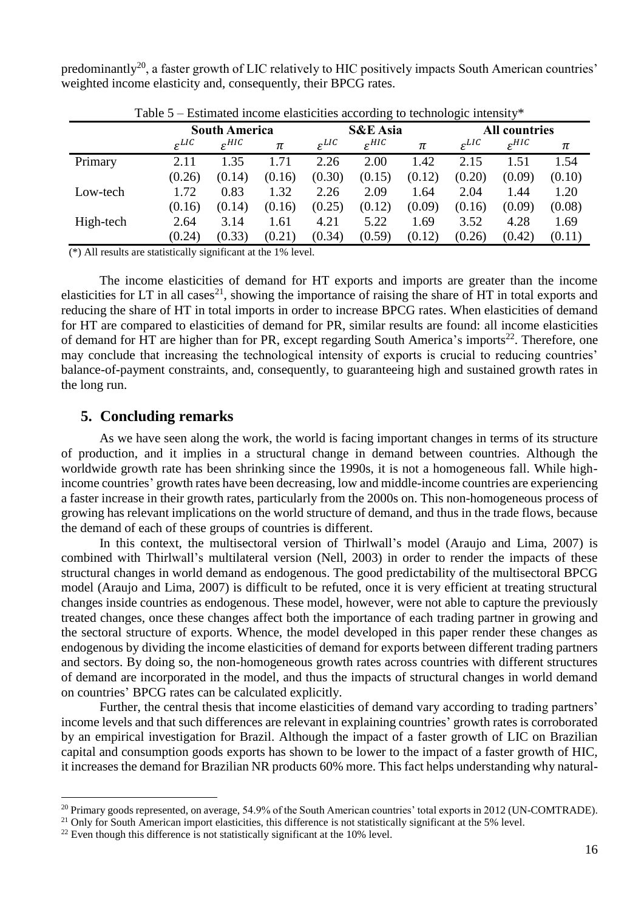predominantly[20], a faster growth of LIC relatively to HIC positively impacts South American countries' weighted income elasticity and, consequently, their BPCG rates.

Table 5 – Estimated income elasticities according to technologic intensity*

| | South America | | | S&E Asia | | | All countries | | |
|---|---|---|---|---|---|---|---|---|---|
| | $\varepsilon^{LIC}$ | $\varepsilon^{HIC}$ | $\pi$ | $\varepsilon^{LIC}$ | $\varepsilon^{HIC}$ | $\pi$ | $\varepsilon^{LIC}$ | $\varepsilon^{HIC}$ | $\pi$ |
| Primary | 2.11 | 1.35 | 1.71 | 2.26 | 2.00 | 1.42 | 2.15 | 1.51 | 1.54 |
| | (0.26) | (0.14) | (0.16) | (0.30) | (0.15) | (0.12) | (0.20) | (0.09) | (0.10) |
| Low-tech | 1.72 | 0.83 | 1.32 | 2.26 | 2.09 | 1.64 | 2.04 | 1.44 | 1.20 |
| | (0.16) | (0.14) | (0.16) | (0.25) | (0.12) | (0.09) | (0.16) | (0.09) | (0.08) |
| High-tech | 2.64 | 3.14 | 1.61 | 4.21 | 5.22 | 1.69 | 3.52 | 4.28 | 1.69 |
| | (0.24) | (0.33) | (0.21) | (0.34) | (0.59) | (0.12) | (0.26) | (0.42) | (0.11) |

(*) All results are statistically significant at the 1% level.

The income elasticities of demand for HT exports and imports are greater than the income elasticities for LT in all cases[21], showing the importance of raising the share of HT in total exports and reducing the share of HT in total imports in order to increase BPCG rates. When elasticities of demand for HT are compared to elasticities of demand for PR, similar results are found: all income elasticities of demand for HT are higher than for PR, except regarding South America's imports[22]. Therefore, one may conclude that increasing the technological intensity of exports is crucial to reducing countries' balance-of-payment constraints, and, consequently, to guaranteeing high and sustained growth rates in the long run.

## 5. Concluding remarks

As we have seen along the work, the world is facing important changes in terms of its structure of production, and it implies in a structural change in demand between countries. Although the worldwide growth rate has been shrinking since the 1990s, it is not a homogeneous fall. While high-income countries' growth rates have been decreasing, low and middle-income countries are experiencing a faster increase in their growth rates, particularly from the 2000s on. This non-homogeneous process of growing has relevant implications on the world structure of demand, and thus in the trade flows, because the demand of each of these groups of countries is different.

In this context, the multisectoral version of Thirlwall's model (Araujo and Lima, 2007) is combined with Thirlwall's multilateral version (Nell, 2003) in order to render the impacts of these structural changes in world demand as endogenous. The good predictability of the multisectoral BPCG model (Araujo and Lima, 2007) is difficult to be refuted, once it is very efficient at treating structural changes inside countries as endogenous. These model, however, were not able to capture the previously treated changes, once these changes affect both the importance of each trading partner in growing and the sectoral structure of exports. Whence, the model developed in this paper render these changes as endogenous by dividing the income elasticities of demand for exports between different trading partners and sectors. By doing so, the non-homogeneous growth rates across countries with different structures of demand are incorporated in the model, and thus the impacts of structural changes in world demand on countries' BPCG rates can be calculated explicitly.

Further, the central thesis that income elasticities of demand vary according to trading partners' income levels and that such differences are relevant in explaining countries' growth rates is corroborated by an empirical investigation for Brazil. Although the impact of a faster growth of LIC on Brazilian capital and consumption goods exports has shown to be lower to the impact of a faster growth of HIC, it increases the demand for Brazilian NR products 60% more. This fact helps understanding why natural-

[20] Primary goods represented, on average, 54.9% of the South American countries' total exports in 2012 (UN-COMTRADE).

[21] Only for South American import elasticities, this difference is not statistically significant at the 5% level.

[22] Even though this difference is not statistically significant at the 10% level.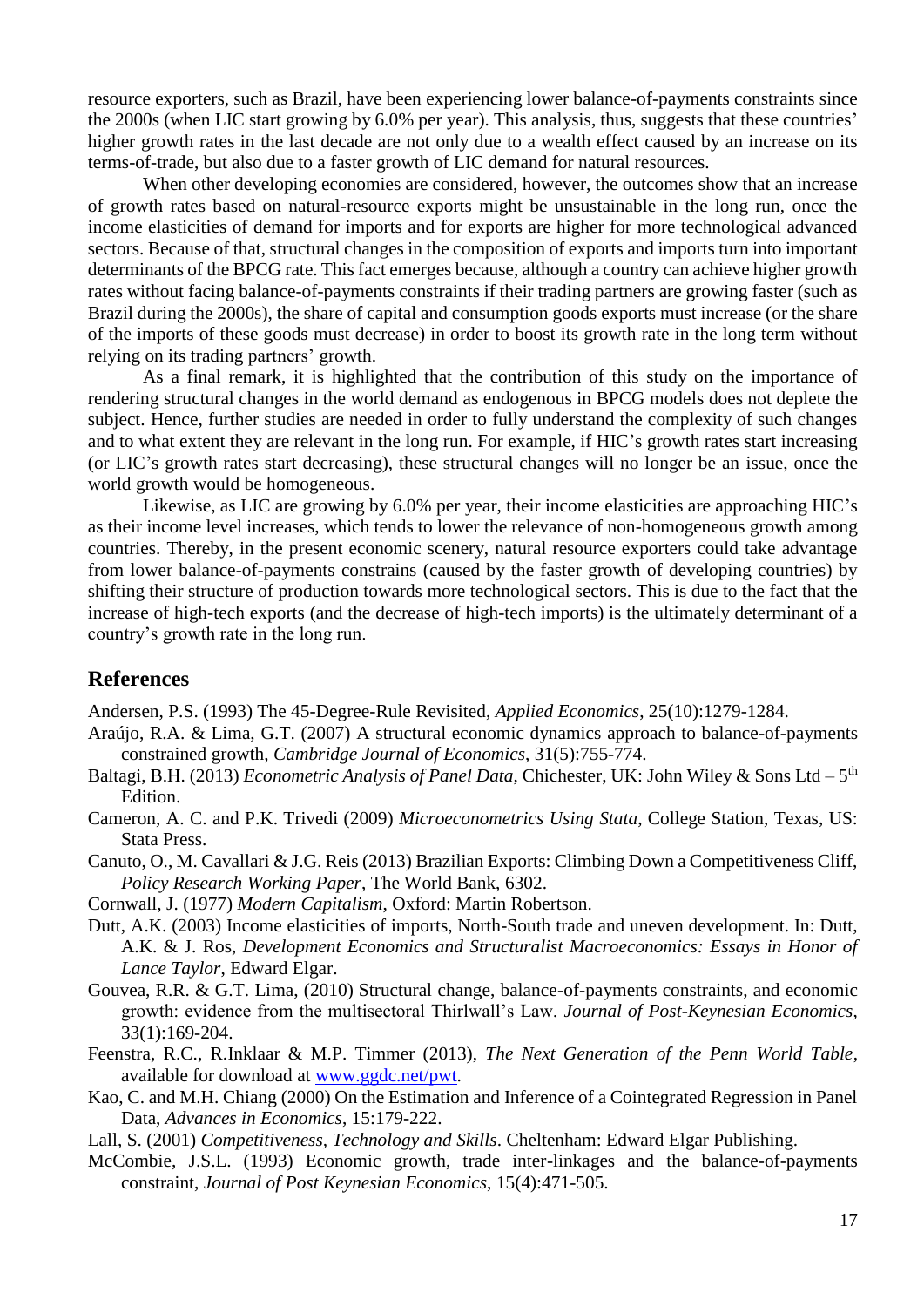resource exporters, such as Brazil, have been experiencing lower balance-of-payments constraints since the 2000s (when LIC start growing by 6.0% per year). This analysis, thus, suggests that these countries' higher growth rates in the last decade are not only due to a wealth effect caused by an increase on its terms-of-trade, but also due to a faster growth of LIC demand for natural resources.

When other developing economies are considered, however, the outcomes show that an increase of growth rates based on natural-resource exports might be unsustainable in the long run, once the income elasticities of demand for imports and for exports are higher for more technological advanced sectors. Because of that, structural changes in the composition of exports and imports turn into important determinants of the BPCG rate. This fact emerges because, although a country can achieve higher growth rates without facing balance-of-payments constraints if their trading partners are growing faster (such as Brazil during the 2000s), the share of capital and consumption goods exports must increase (or the share of the imports of these goods must decrease) in order to boost its growth rate in the long term without relying on its trading partners' growth.

As a final remark, it is highlighted that the contribution of this study on the importance of rendering structural changes in the world demand as endogenous in BPCG models does not deplete the subject. Hence, further studies are needed in order to fully understand the complexity of such changes and to what extent they are relevant in the long run. For example, if HIC's growth rates start increasing (or LIC's growth rates start decreasing), these structural changes will no longer be an issue, once the world growth would be homogeneous.

Likewise, as LIC are growing by 6.0% per year, their income elasticities are approaching HIC's as their income level increases, which tends to lower the relevance of non-homogeneous growth among countries. Thereby, in the present economic scenery, natural resource exporters could take advantage from lower balance-of-payments constrains (caused by the faster growth of developing countries) by shifting their structure of production towards more technological sectors. This is due to the fact that the increase of high-tech exports (and the decrease of high-tech imports) is the ultimately determinant of a country's growth rate in the long run.

## References

Andersen, P.S. (1993) The 45-Degree-Rule Revisited, *Applied Economics*, 25(10):1279-1284.

Araújo, R.A. & Lima, G.T. (2007) A structural economic dynamics approach to balance-of-payments constrained growth, *Cambridge Journal of Economics*, 31(5):755-774.

Baltagi, B.H. (2013) *Econometric Analysis of Panel Data*, Chichester, UK: John Wiley & Sons Ltd – 5th Edition.

Cameron, A. C. and P.K. Trivedi (2009) *Microeconometrics Using Stata*, College Station, Texas, US: Stata Press.

Canuto, O., M. Cavallari & J.G. Reis (2013) Brazilian Exports: Climbing Down a Competitiveness Cliff, *Policy Research Working Paper*, The World Bank, 6302.

Cornwall, J. (1977) *Modern Capitalism*, Oxford: Martin Robertson.

Dutt, A.K. (2003) Income elasticities of imports, North-South trade and uneven development. In: Dutt, A.K. & J. Ros, *Development Economics and Structuralist Macroeconomics: Essays in Honor of Lance Taylor*, Edward Elgar.

Gouvea, R.R. & G.T. Lima, (2010) Structural change, balance-of-payments constraints, and economic growth: evidence from the multisectoral Thirlwall's Law. *Journal of Post-Keynesian Economics*, 33(1):169-204.

Feenstra, R.C., R.Inklaar & M.P. Timmer (2013), *The Next Generation of the Penn World Table*, available for download at www.ggdc.net/pwt.

Kao, C. and M.H. Chiang (2000) On the Estimation and Inference of a Cointegrated Regression in Panel Data, *Advances in Economics*, 15:179-222.

Lall, S. (2001) *Competitiveness, Technology and Skills*. Cheltenham: Edward Elgar Publishing.

McCombie, J.S.L. (1993) Economic growth, trade inter-linkages and the balance-of-payments constraint, *Journal of Post Keynesian Economics*, 15(4):471-505.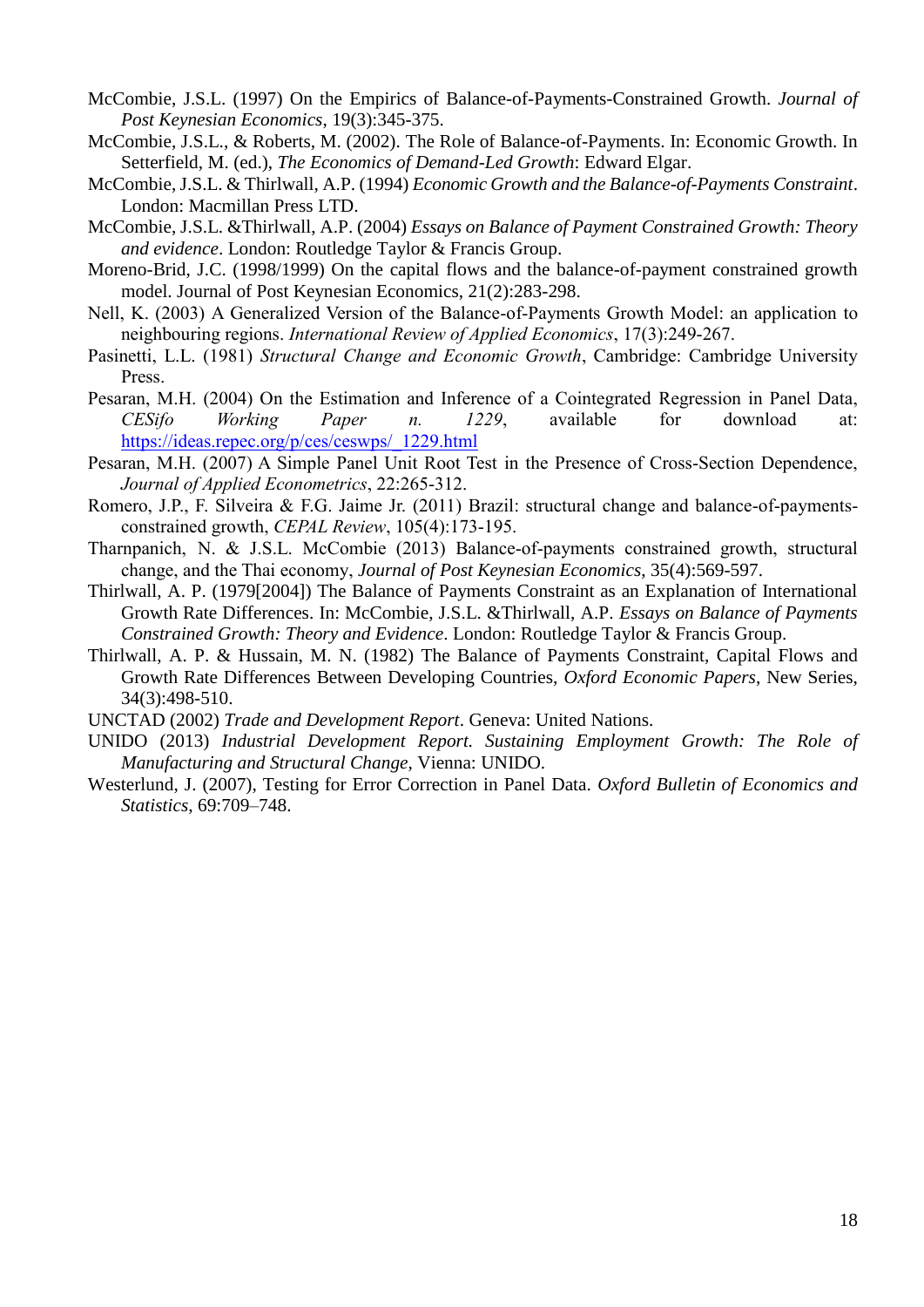McCombie, J.S.L. (1997) On the Empirics of Balance-of-Payments-Constrained Growth. *Journal of Post Keynesian Economics*, 19(3):345-375.

McCombie, J.S.L., & Roberts, M. (2002). The Role of Balance-of-Payments. In: Economic Growth. In Setterfield, M. (ed.), *The Economics of Demand-Led Growth*: Edward Elgar.

McCombie, J.S.L. & Thirlwall, A.P. (1994) *Economic Growth and the Balance-of-Payments Constraint*. London: Macmillan Press LTD.

McCombie, J.S.L. &Thirlwall, A.P. (2004) *Essays on Balance of Payment Constrained Growth: Theory and evidence*. London: Routledge Taylor & Francis Group.

Moreno-Brid, J.C. (1998/1999) On the capital flows and the balance-of-payment constrained growth model. Journal of Post Keynesian Economics, 21(2):283-298.

Nell, K. (2003) A Generalized Version of the Balance-of-Payments Growth Model: an application to neighbouring regions. *International Review of Applied Economics*, 17(3):249-267.

Pasinetti, L.L. (1981) *Structural Change and Economic Growth*, Cambridge: Cambridge University Press.

Pesaran, M.H. (2004) On the Estimation and Inference of a Cointegrated Regression in Panel Data, *CESifo Working Paper n. 1229*, available for download at: https://ideas.repec.org/p/ces/ceswps/_1229.html

Pesaran, M.H. (2007) A Simple Panel Unit Root Test in the Presence of Cross-Section Dependence, *Journal of Applied Econometrics*, 22:265-312.

Romero, J.P., F. Silveira & F.G. Jaime Jr. (2011) Brazil: structural change and balance-of-payments-constrained growth, *CEPAL Review*, 105(4):173-195.

Tharnpanich, N. & J.S.L. McCombie (2013) Balance-of-payments constrained growth, structural change, and the Thai economy, *Journal of Post Keynesian Economics*, 35(4):569-597.

Thirlwall, A. P. (1979[2004]) The Balance of Payments Constraint as an Explanation of International Growth Rate Differences. In: McCombie, J.S.L. &Thirlwall, A.P. *Essays on Balance of Payments Constrained Growth: Theory and Evidence*. London: Routledge Taylor & Francis Group.

Thirlwall, A. P. & Hussain, M. N. (1982) The Balance of Payments Constraint, Capital Flows and Growth Rate Differences Between Developing Countries, *Oxford Economic Papers*, New Series, 34(3):498-510.

UNCTAD (2002) *Trade and Development Report*. Geneva: United Nations.

UNIDO (2013) *Industrial Development Report. Sustaining Employment Growth: The Role of Manufacturing and Structural Change*, Vienna: UNIDO.

Westerlund, J. (2007), Testing for Error Correction in Panel Data. *Oxford Bulletin of Economics and Statistics*, 69:709–748.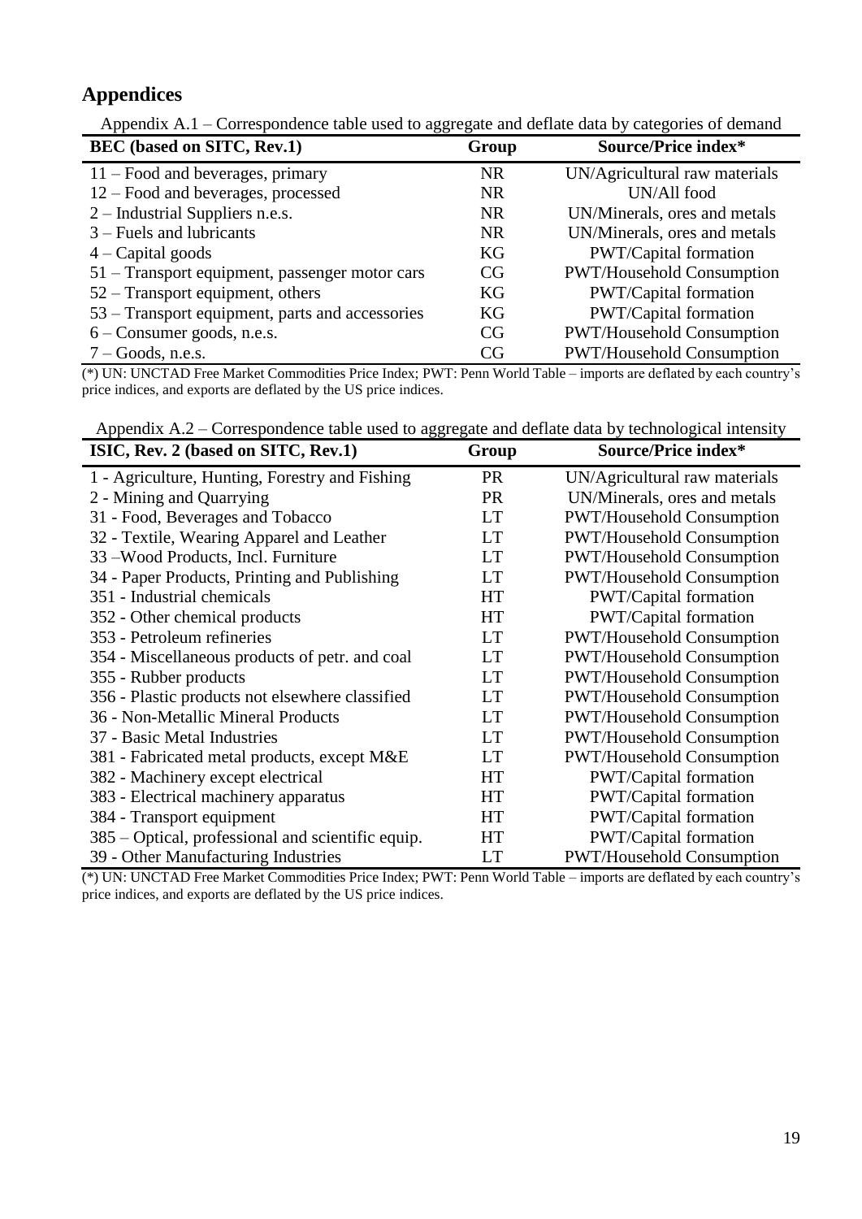## Appendices

Appendix A.1 – Correspondence table used to aggregate and deflate data by categories of demand

| BEC (based on SITC, Rev.1) | Group | Source/Price index* |
|---|---|---|
| 11 – Food and beverages, primary | NR | UN/Agricultural raw materials |
| 12 – Food and beverages, processed | NR | UN/All food |
| 2 – Industrial Suppliers n.e.s. | NR | UN/Minerals, ores and metals |
| 3 – Fuels and lubricants | NR | UN/Minerals, ores and metals |
| 4 – Capital goods | KG | PWT/Capital formation |
| 51 – Transport equipment, passenger motor cars | CG | PWT/Household Consumption |
| 52 – Transport equipment, others | KG | PWT/Capital formation |
| 53 – Transport equipment, parts and accessories | KG | PWT/Capital formation |
| 6 – Consumer goods, n.e.s. | CG | PWT/Household Consumption |
| 7 – Goods, n.e.s. | CG | PWT/Household Consumption |

(*) UN: UNCTAD Free Market Commodities Price Index; PWT: Penn World Table – imports are deflated by each country's price indices, and exports are deflated by the US price indices.

Appendix A.2 – Correspondence table used to aggregate and deflate data by technological intensity

| ISIC, Rev. 2 (based on SITC, Rev.1) | Group | Source/Price index* |
|---|---|---|
| 1 - Agriculture, Hunting, Forestry and Fishing | PR | UN/Agricultural raw materials |
| 2 - Mining and Quarrying | PR | UN/Minerals, ores and metals |
| 31 - Food, Beverages and Tobacco | LT | PWT/Household Consumption |
| 32 - Textile, Wearing Apparel and Leather | LT | PWT/Household Consumption |
| 33 –Wood Products, Incl. Furniture | LT | PWT/Household Consumption |
| 34 - Paper Products, Printing and Publishing | LT | PWT/Household Consumption |
| 351 - Industrial chemicals | HT | PWT/Capital formation |
| 352 - Other chemical products | HT | PWT/Capital formation |
| 353 - Petroleum refineries | LT | PWT/Household Consumption |
| 354 - Miscellaneous products of petr. and coal | LT | PWT/Household Consumption |
| 355 - Rubber products | LT | PWT/Household Consumption |
| 356 - Plastic products not elsewhere classified | LT | PWT/Household Consumption |
| 36 - Non-Metallic Mineral Products | LT | PWT/Household Consumption |
| 37 - Basic Metal Industries | LT | PWT/Household Consumption |
| 381 - Fabricated metal products, except M&E | LT | PWT/Household Consumption |
| 382 - Machinery except electrical | HT | PWT/Capital formation |
| 383 - Electrical machinery apparatus | HT | PWT/Capital formation |
| 384 - Transport equipment | HT | PWT/Capital formation |
| 385 – Optical, professional and scientific equip. | HT | PWT/Capital formation |
| 39 - Other Manufacturing Industries | LT | PWT/Household Consumption |

(*) UN: UNCTAD Free Market Commodities Price Index; PWT: Penn World Table – imports are deflated by each country's price indices, and exports are deflated by the US price indices.